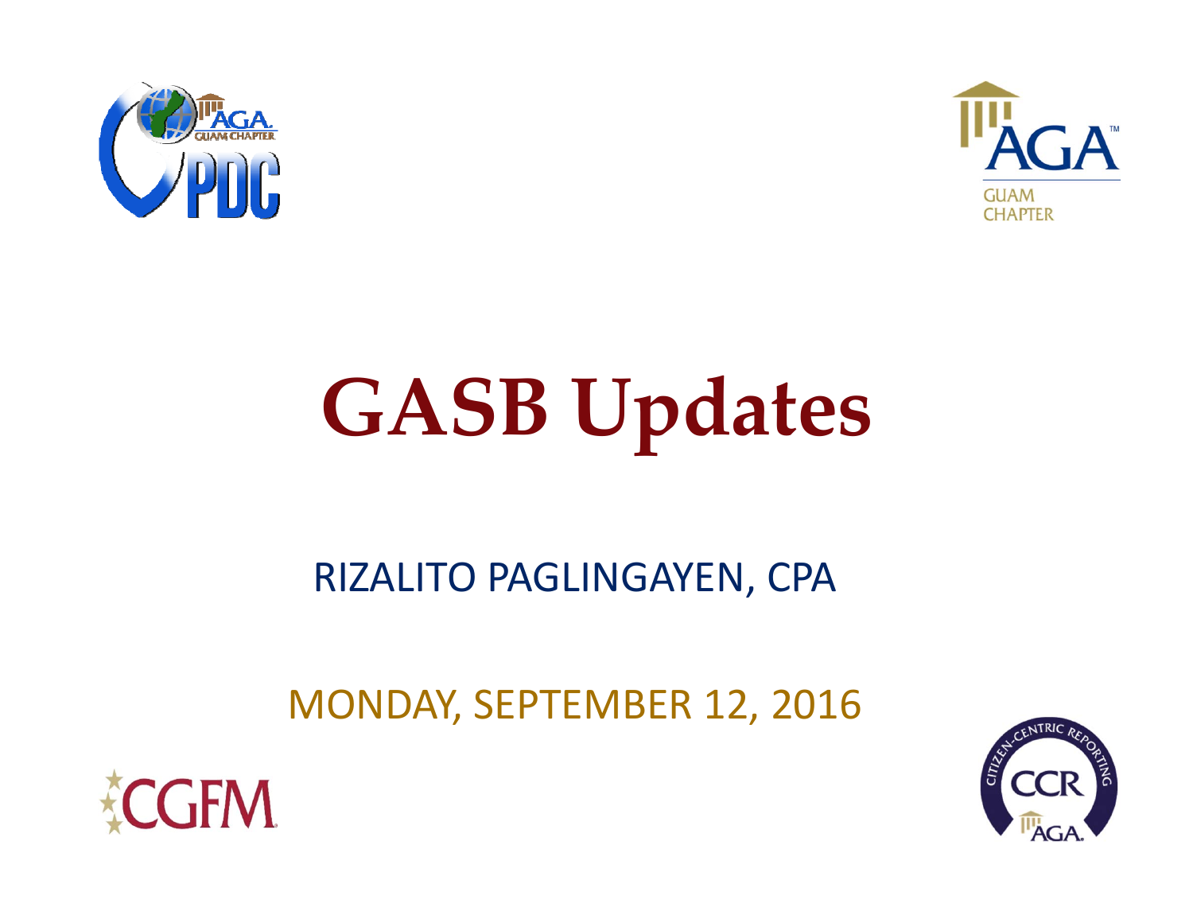# GASB Updates

RIZALITO PAGLINGAYEN, CPA

MONDAY, SEPTEMBER 12, 2016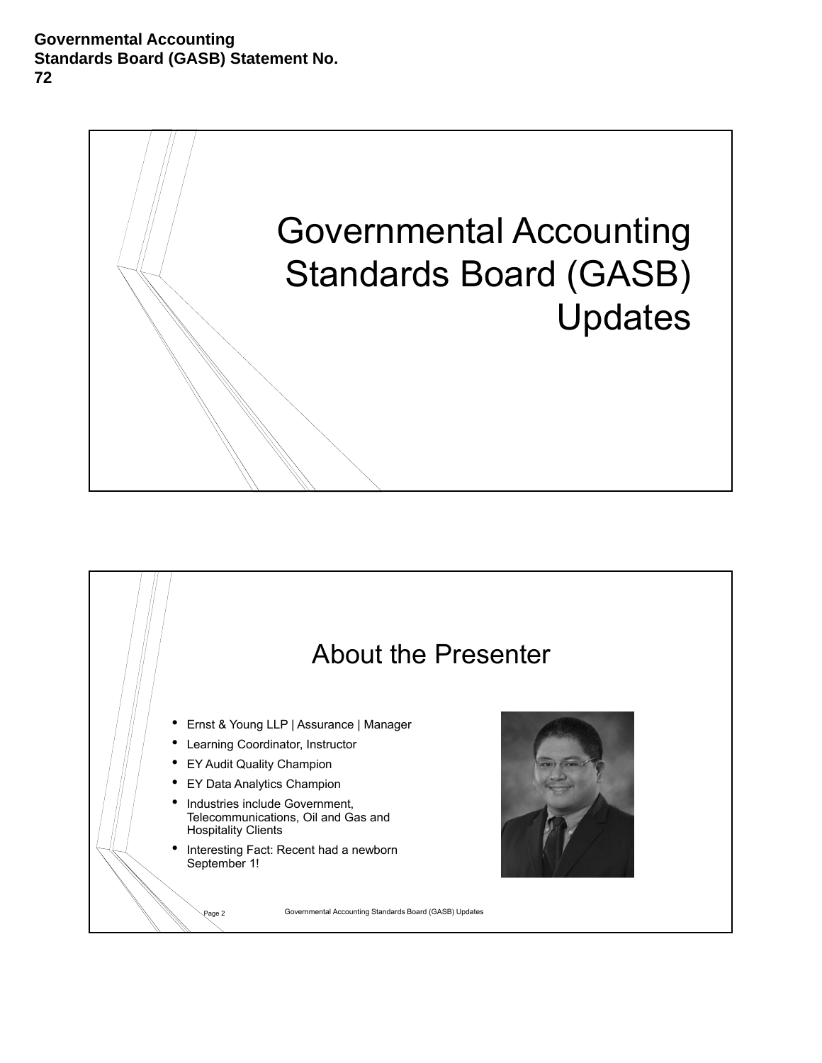**Governmental Accounting Standards Board (GASB) Statement No. 72**

# Governmental Accounting Standards Board (GASB) Updates

## About the Presenter

- Ernst & Young LLP | Assurance | Manager
- Learning Coordinator, Instructor
- EY Audit Quality Champion
- EY Data Analytics Champion
- Industries include Government, Telecommunications, Oil and Gas and Hospitality Clients
- Interesting Fact: Recent had a newborn September 1!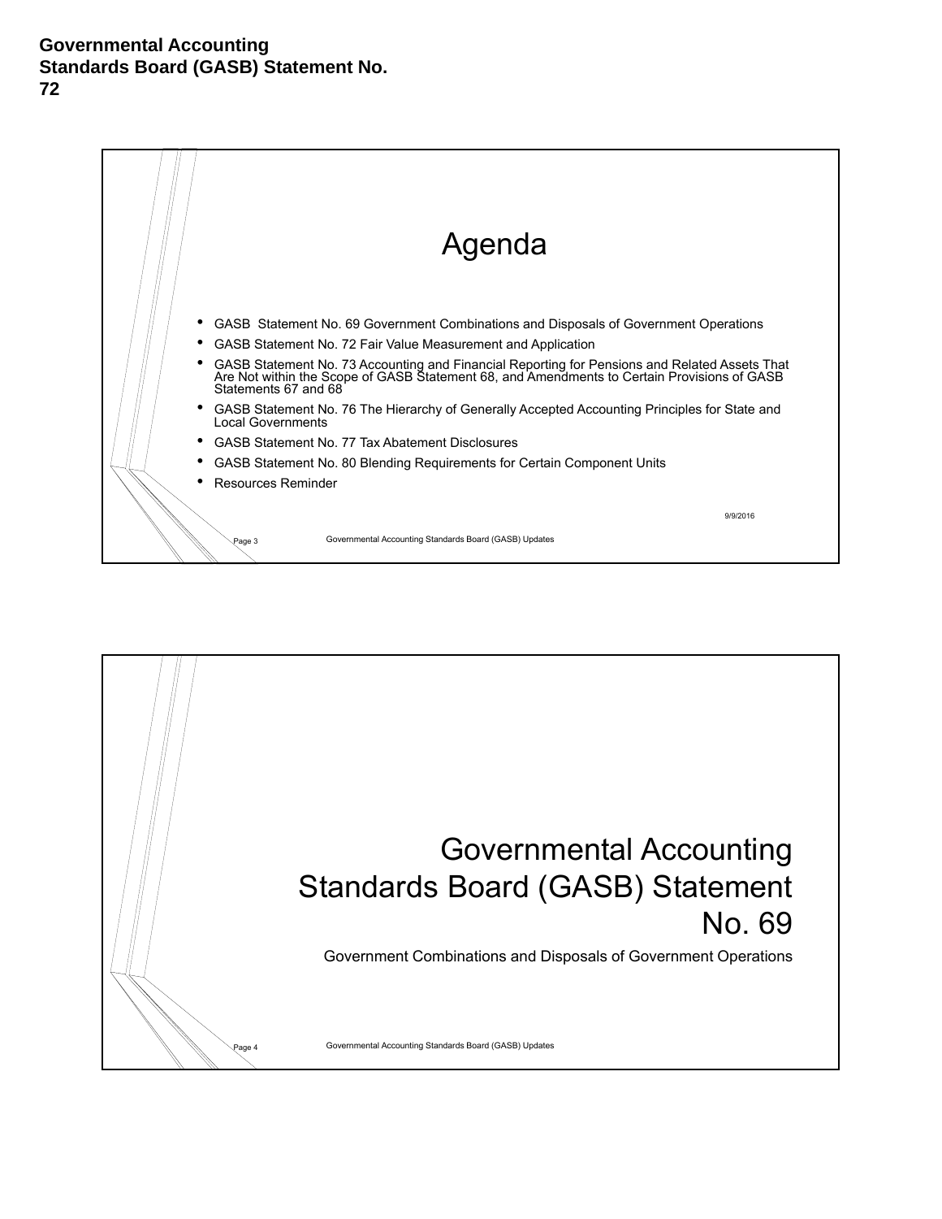**Governmental Accounting Standards Board (GASB) Statement No. 72**

## Agenda

- GASB Statement No. 69 Government Combinations and Disposals of Government Operations
- GASB Statement No. 72 Fair Value Measurement and Application
- GASB Statement No. 73 Accounting and Financial Reporting for Pensions and Related Assets That Are Not within the Scope of GASB Statement 68, and Amendments to Certain Provisions of GASB Statements 67 and 68
- GASB Statement No. 76 The Hierarchy of Generally Accepted Accounting Principles for State and Local Governments
- GASB Statement No. 77 Tax Abatement Disclosures
- GASB Statement No. 80 Blending Requirements for Certain Component Units
- Resources Reminder

9/9/2016

## Governmental Accounting Standards Board (GASB) Statement No. 69

Government Combinations and Disposals of Government Operations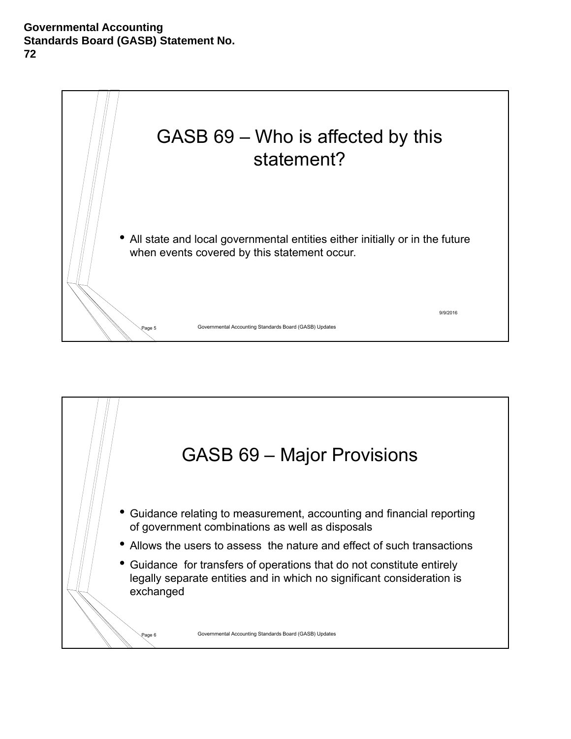**Governmental Accounting Standards Board (GASB) Statement No. 72**

## GASB 69 – Who is affected by this statement?

- All state and local governmental entities either initially or in the future when events covered by this statement occur.

9/9/2016

## GASB 69 – Major Provisions

- Guidance relating to measurement, accounting and financial reporting of government combinations as well as disposals
- Allows the users to assess the nature and effect of such transactions
- Guidance for transfers of operations that do not constitute entirely legally separate entities and in which no significant consideration is exchanged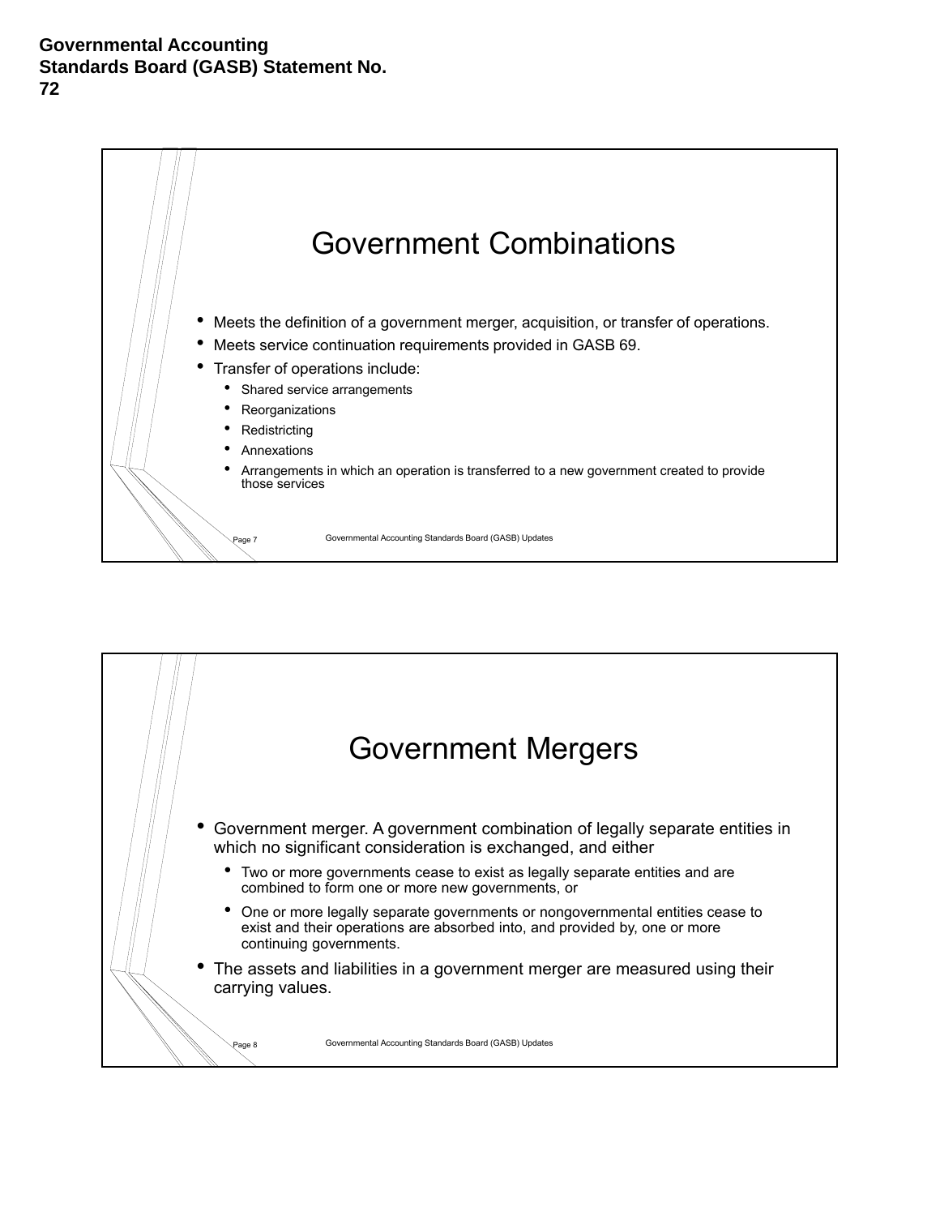**Governmental Accounting Standards Board (GASB) Statement No. 72**

## Government Combinations

- Meets the definition of a government merger, acquisition, or transfer of operations.
- Meets service continuation requirements provided in GASB 69.
- Transfer of operations include:
  - Shared service arrangements
  - Reorganizations
  - Redistricting
  - Annexations
  - Arrangements in which an operation is transferred to a new government created to provide those services

## Government Mergers

- Government merger. A government combination of legally separate entities in which no significant consideration is exchanged, and either
  - Two or more governments cease to exist as legally separate entities and are combined to form one or more new governments, or
  - One or more legally separate governments or nongovernmental entities cease to exist and their operations are absorbed into, and provided by, one or more continuing governments.
- The assets and liabilities in a government merger are measured using their carrying values.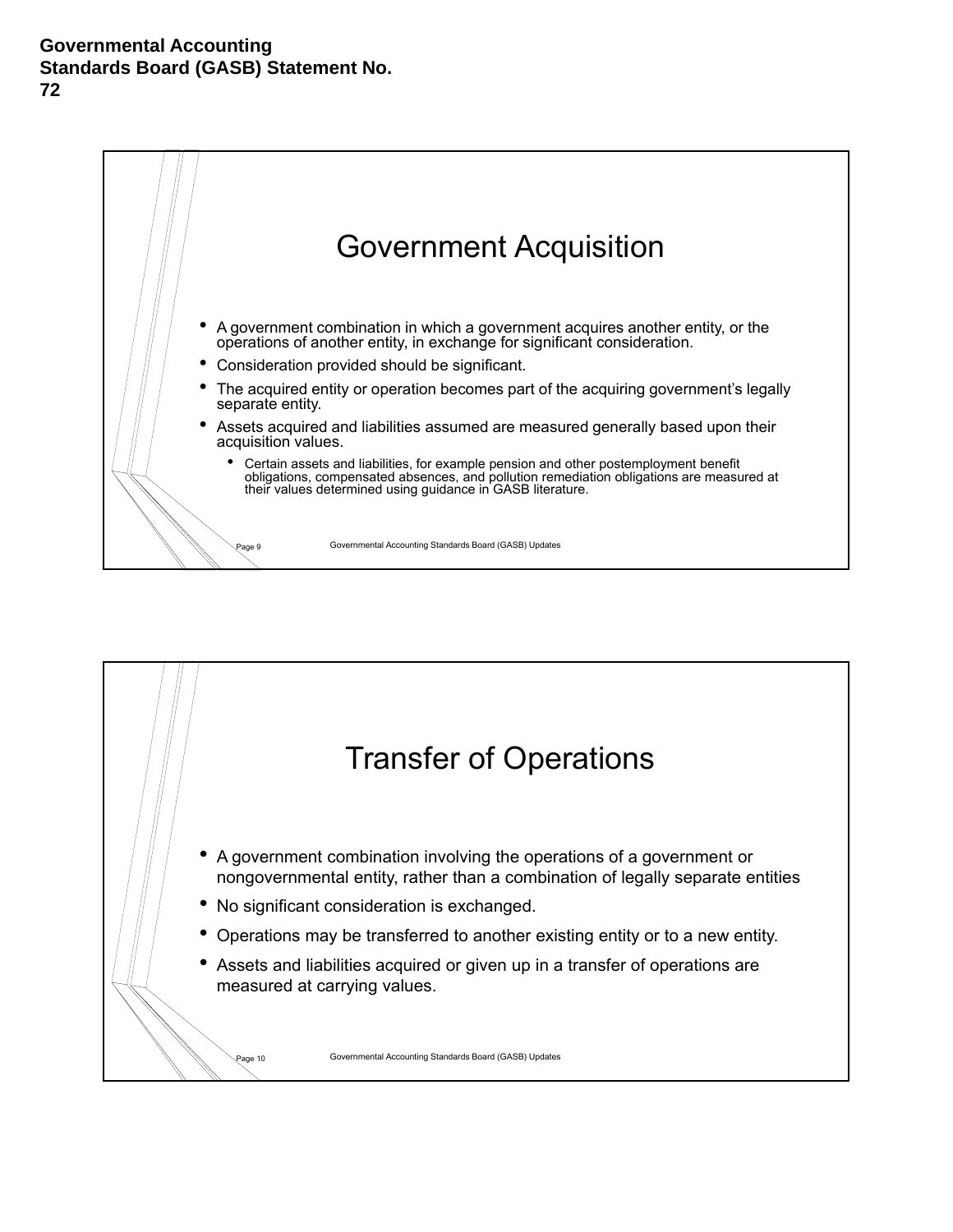**Governmental Accounting Standards Board (GASB) Statement No. 72**

## Government Acquisition

- A government combination in which a government acquires another entity, or the operations of another entity, in exchange for significant consideration.
- Consideration provided should be significant.
- The acquired entity or operation becomes part of the acquiring government's legally separate entity.
- Assets acquired and liabilities assumed are measured generally based upon their acquisition values.
  - Certain assets and liabilities, for example pension and other postemployment benefit obligations, compensated absences, and pollution remediation obligations are measured at their values determined using guidance in GASB literature.

## Transfer of Operations

- A government combination involving the operations of a government or nongovernmental entity, rather than a combination of legally separate entities
- No significant consideration is exchanged.
- Operations may be transferred to another existing entity or to a new entity.
- Assets and liabilities acquired or given up in a transfer of operations are measured at carrying values.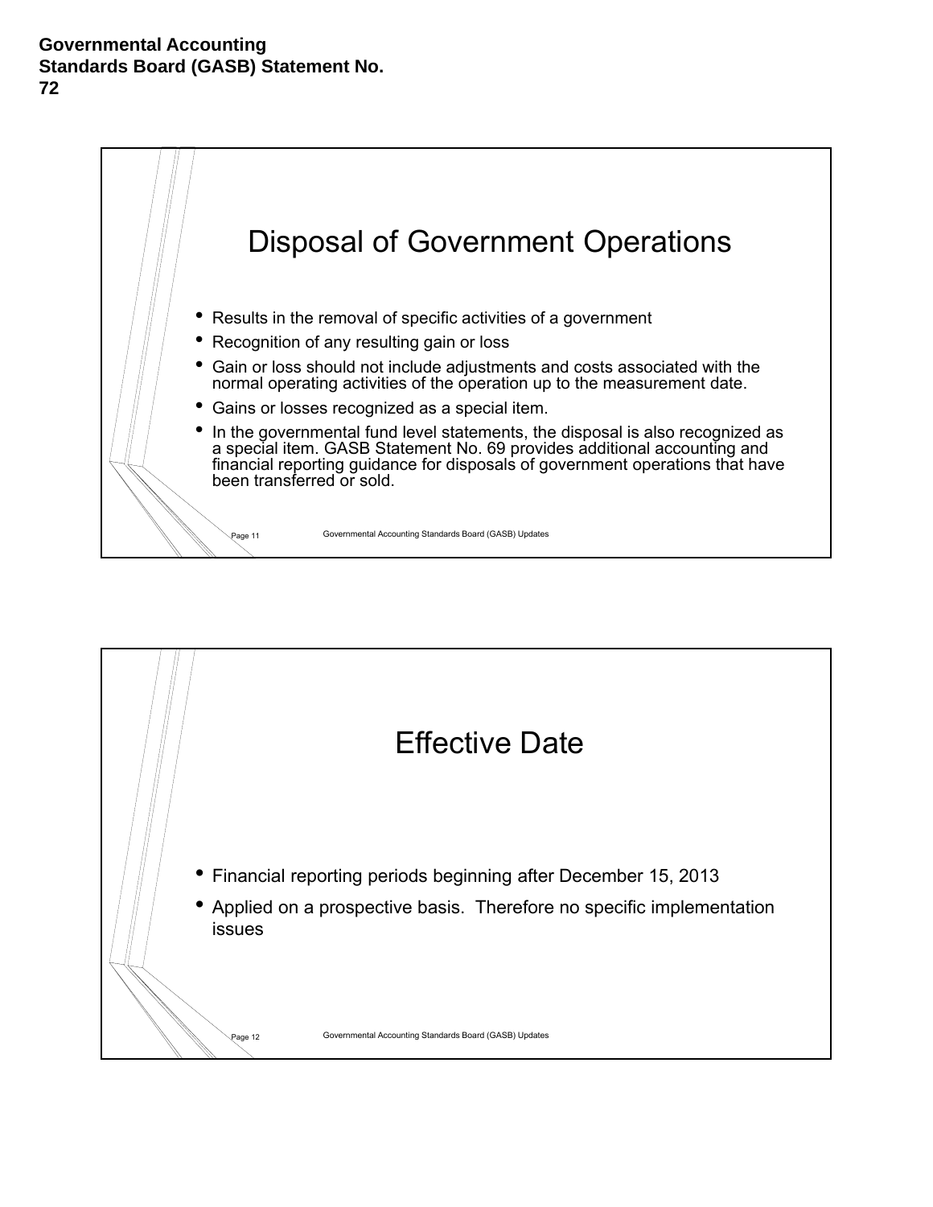**Governmental Accounting Standards Board (GASB) Statement No. 72**

## Disposal of Government Operations

- Results in the removal of specific activities of a government
- Recognition of any resulting gain or loss
- Gain or loss should not include adjustments and costs associated with the normal operating activities of the operation up to the measurement date.
- Gains or losses recognized as a special item.
- In the governmental fund level statements, the disposal is also recognized as a special item. GASB Statement No. 69 provides additional accounting and financial reporting guidance for disposals of government operations that have been transferred or sold.

## Effective Date

- Financial reporting periods beginning after December 15, 2013
- Applied on a prospective basis. Therefore no specific implementation issues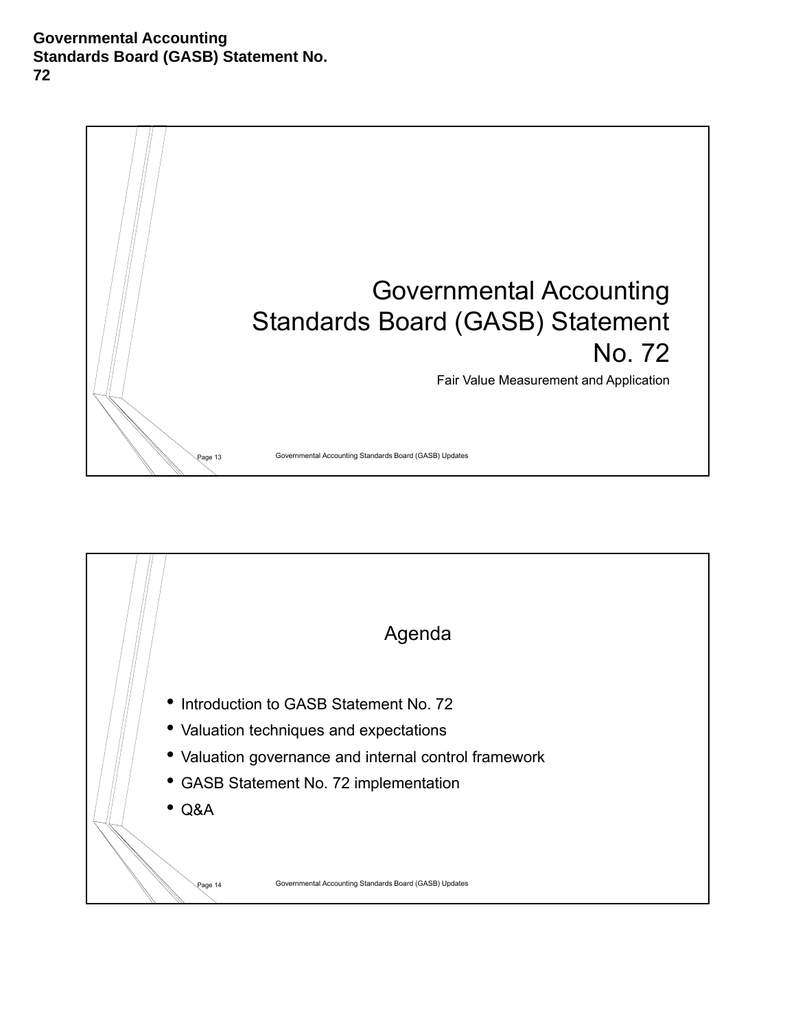# Governmental Accounting Standards Board (GASB) Statement No. 72

## Governmental Accounting Standards Board (GASB) Statement No. 72

Fair Value Measurement and Application

## Agenda

- Introduction to GASB Statement No. 72
- Valuation techniques and expectations
- Valuation governance and internal control framework
- GASB Statement No. 72 implementation
- Q&A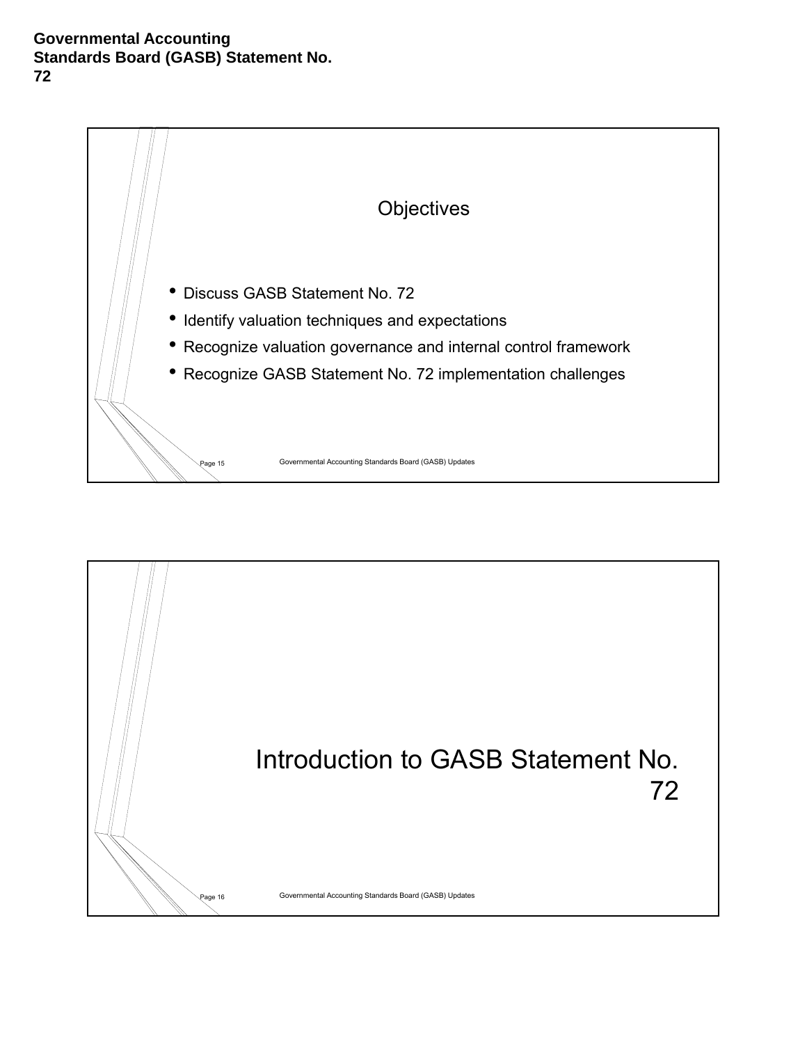## Objectives

- Discuss GASB Statement No. 72
- Identify valuation techniques and expectations
- Recognize valuation governance and internal control framework
- Recognize GASB Statement No. 72 implementation challenges

## Introduction to GASB Statement No. 72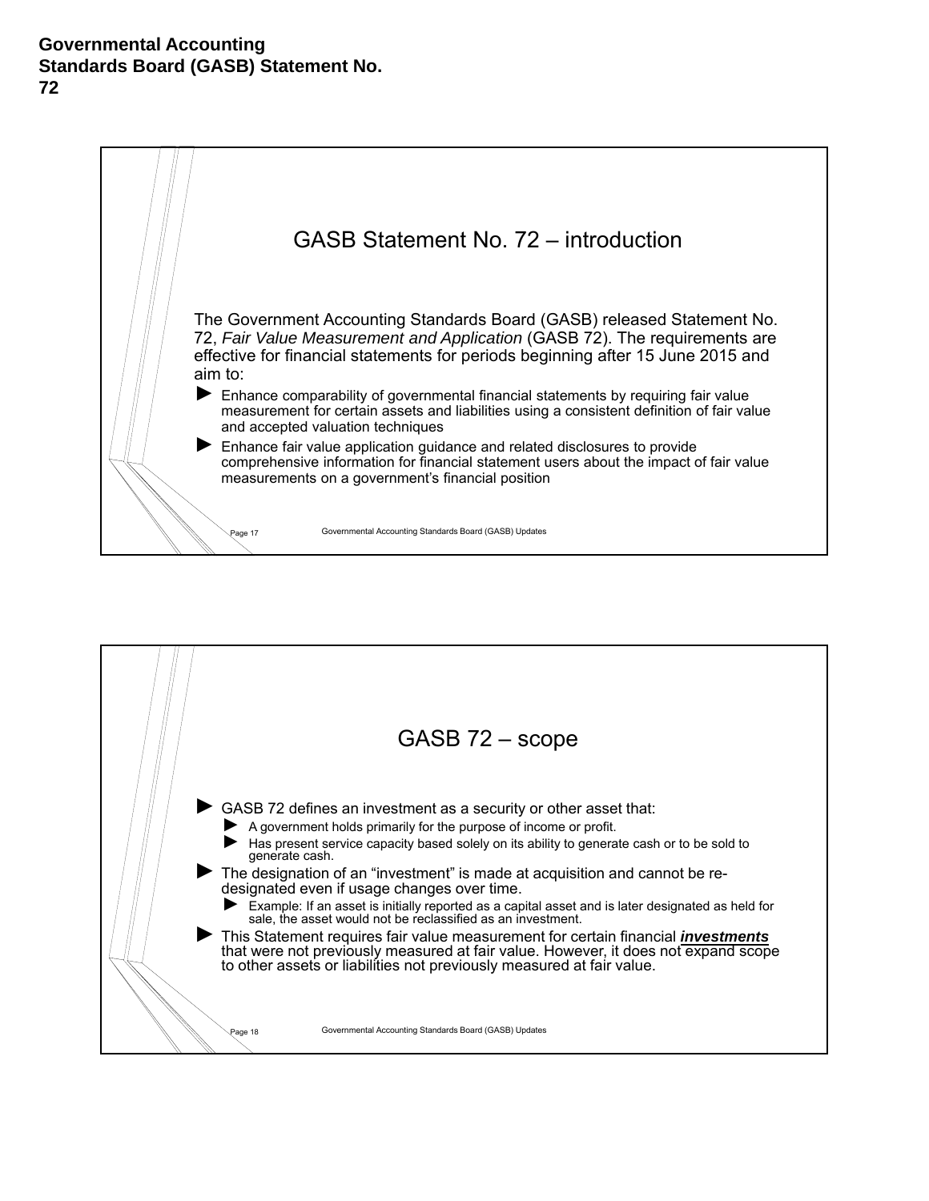**Governmental Accounting Standards Board (GASB) Statement No. 72**

## GASB Statement No. 72 – introduction

The Government Accounting Standards Board (GASB) released Statement No. 72, *Fair Value Measurement and Application* (GASB 72). The requirements are effective for financial statements for periods beginning after 15 June 2015 and aim to:

- Enhance comparability of governmental financial statements by requiring fair value measurement for certain assets and liabilities using a consistent definition of fair value and accepted valuation techniques
- Enhance fair value application guidance and related disclosures to provide comprehensive information for financial statement users about the impact of fair value measurements on a government's financial position

## GASB 72 – scope

- GASB 72 defines an investment as a security or other asset that:
  - A government holds primarily for the purpose of income or profit.
  - Has present service capacity based solely on its ability to generate cash or to be sold to generate cash.
- The designation of an "investment" is made at acquisition and cannot be re-designated even if usage changes over time.
  - Example: If an asset is initially reported as a capital asset and is later designated as held for sale, the asset would not be reclassified as an investment.
- This Statement requires fair value measurement for certain financial ***investments*** that were not previously measured at fair value. However, it does not expand scope to other assets or liabilities not previously measured at fair value.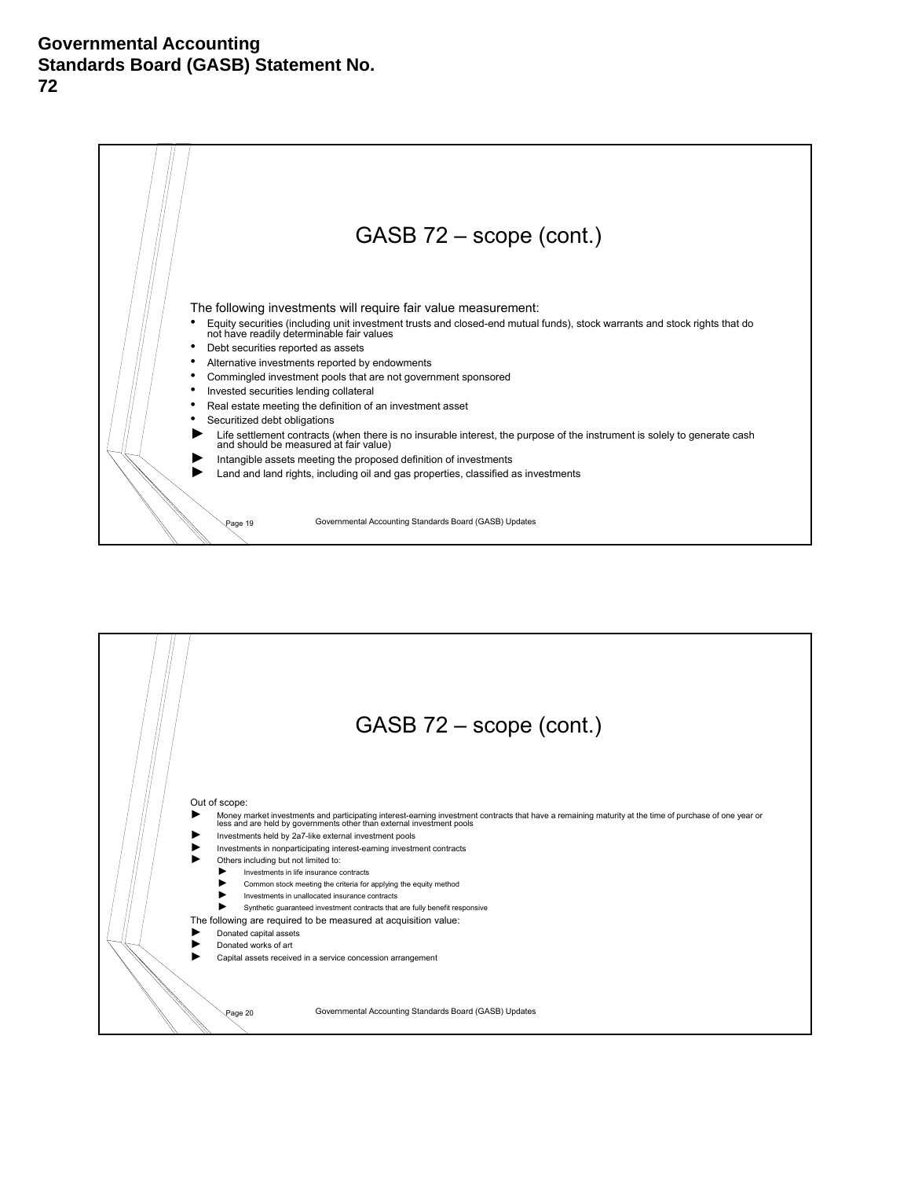**Governmental Accounting Standards Board (GASB) Statement No. 72**

## GASB 72 – scope (cont.)

The following investments will require fair value measurement:

- Equity securities (including unit investment trusts and closed-end mutual funds), stock warrants and stock rights that do not have readily determinable fair values
- Debt securities reported as assets
- Alternative investments reported by endowments
- Commingled investment pools that are not government sponsored
- Invested securities lending collateral
- Real estate meeting the definition of an investment asset
- Securitized debt obligations
- Life settlement contracts (when there is no insurable interest, the purpose of the instrument is solely to generate cash and should be measured at fair value)
- Intangible assets meeting the proposed definition of investments
- Land and land rights, including oil and gas properties, classified as investments

Page 19 Governmental Accounting Standards Board (GASB) Updates

## GASB 72 – scope (cont.)

Out of scope:

- Money market investments and participating interest-earning investment contracts that have a remaining maturity at the time of purchase of one year or less and are held by governments other than external investment pools
- Investments held by 2a7-like external investment pools
- Investments in nonparticipating interest-earning investment contracts
- Others including but not limited to:
  - Investments in life insurance contracts
  - Common stock meeting the criteria for applying the equity method
  - Investments in unallocated insurance contracts
  - Synthetic guaranteed investment contracts that are fully benefit responsive

The following are required to be measured at acquisition value:

- Donated capital assets
- Donated works of art
- Capital assets received in a service concession arrangement

Page 20 Governmental Accounting Standards Board (GASB) Updates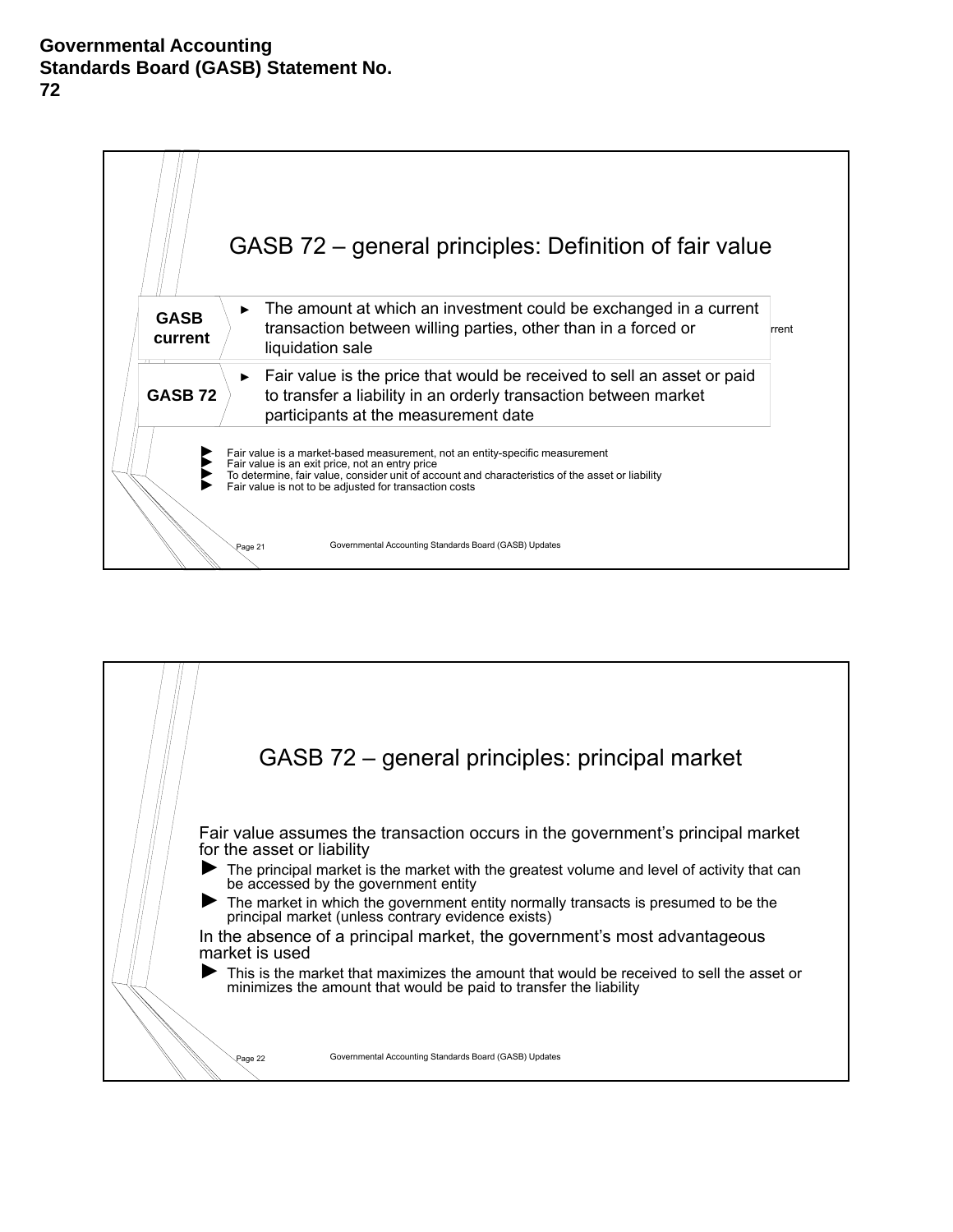**Governmental Accounting Standards Board (GASB) Statement No. 72**

## GASB 72 – general principles: Definition of fair value

| | |
|---|---|
| **GASB current** | ► The amount at which an investment could be exchanged in a current transaction between willing parties, other than in a forced or liquidation sale |
| **GASB 72** | ► Fair value is the price that would be received to sell an asset or paid to transfer a liability in an orderly transaction between market participants at the measurement date |

- Fair value is a market-based measurement, not an entity-specific measurement
- Fair value is an exit price, not an entry price
- To determine, fair value, consider unit of account and characteristics of the asset or liability
- Fair value is not to be adjusted for transaction costs

## GASB 72 – general principles: principal market

Fair value assumes the transaction occurs in the government's principal market for the asset or liability

- The principal market is the market with the greatest volume and level of activity that can be accessed by the government entity
- The market in which the government entity normally transacts is presumed to be the principal market (unless contrary evidence exists)

In the absence of a principal market, the government's most advantageous market is used

- This is the market that maximizes the amount that would be received to sell the asset or minimizes the amount that would be paid to transfer the liability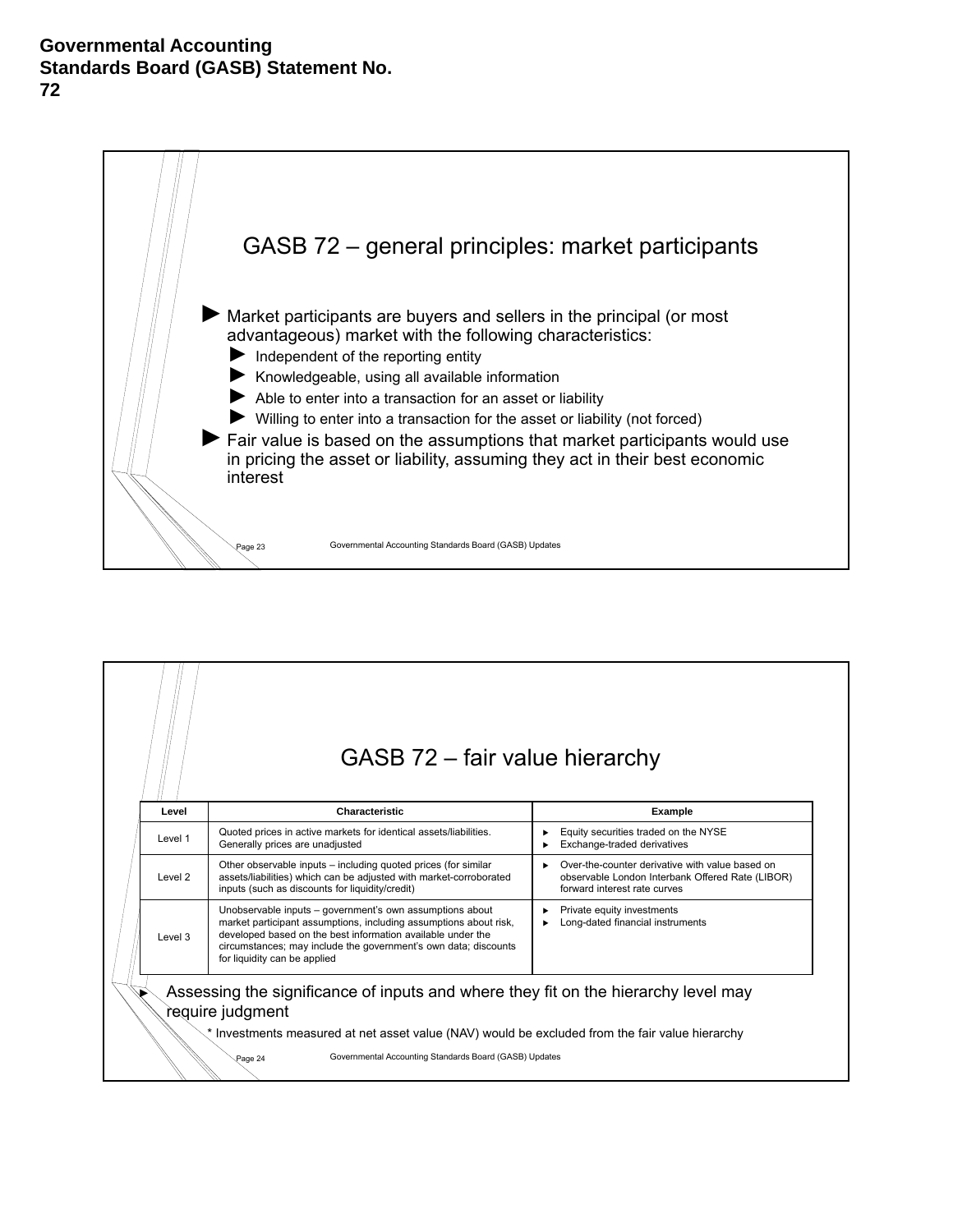**Governmental Accounting Standards Board (GASB) Statement No. 72**

## GASB 72 – general principles: market participants

- Market participants are buyers and sellers in the principal (or most advantageous) market with the following characteristics:
  - Independent of the reporting entity
  - Knowledgeable, using all available information
  - Able to enter into a transaction for an asset or liability
  - Willing to enter into a transaction for the asset or liability (not forced)
- Fair value is based on the assumptions that market participants would use in pricing the asset or liability, assuming they act in their best economic interest

## GASB 72 – fair value hierarchy

| Level | Characteristic | Example |
|---|---|---|
| Level 1 | Quoted prices in active markets for identical assets/liabilities. Generally prices are unadjusted | ► Equity securities traded on the NYSE<br>► Exchange-traded derivatives |
| Level 2 | Other observable inputs – including quoted prices (for similar assets/liabilities) which can be adjusted with market-corroborated inputs (such as discounts for liquidity/credit) | ► Over-the-counter derivative with value based on observable London Interbank Offered Rate (LIBOR) forward interest rate curves |
| Level 3 | Unobservable inputs – government's own assumptions about market participant assumptions, including assumptions about risk, developed based on the best information available under the circumstances; may include the government's own data; discounts for liquidity can be applied | ► Private equity investments<br>► Long-dated financial instruments |

- Assessing the significance of inputs and where they fit on the hierarchy level may require judgment

\* Investments measured at net asset value (NAV) would be excluded from the fair value hierarchy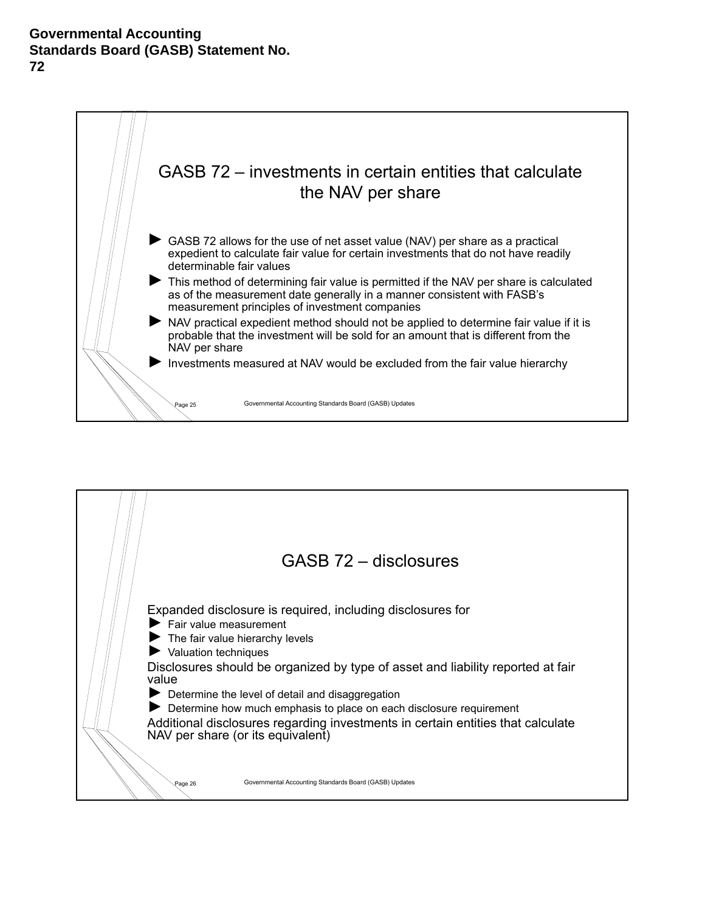**Governmental Accounting Standards Board (GASB) Statement No. 72**

## GASB 72 – investments in certain entities that calculate the NAV per share

- GASB 72 allows for the use of net asset value (NAV) per share as a practical expedient to calculate fair value for certain investments that do not have readily determinable fair values
- This method of determining fair value is permitted if the NAV per share is calculated as of the measurement date generally in a manner consistent with FASB's measurement principles of investment companies
- NAV practical expedient method should not be applied to determine fair value if it is probable that the investment will be sold for an amount that is different from the NAV per share
- Investments measured at NAV would be excluded from the fair value hierarchy

## GASB 72 – disclosures

Expanded disclosure is required, including disclosures for

- Fair value measurement
- The fair value hierarchy levels
- Valuation techniques

Disclosures should be organized by type of asset and liability reported at fair value

- Determine the level of detail and disaggregation
- Determine how much emphasis to place on each disclosure requirement

Additional disclosures regarding investments in certain entities that calculate NAV per share (or its equivalent)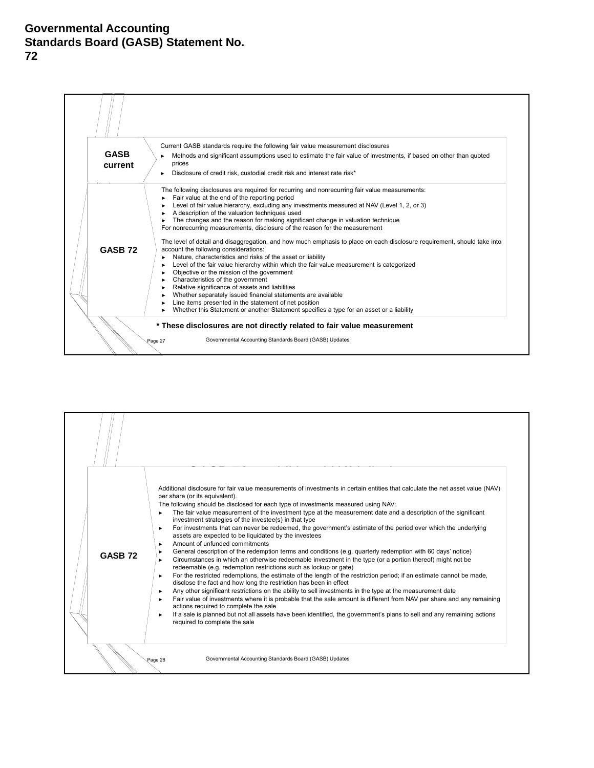# Governmental Accounting Standards Board (GASB) Statement No. 72

| | |
|---|---|
| **GASB current** | Current GASB standards require the following fair value measurement disclosures<br>► Methods and significant assumptions used to estimate the fair value of investments, if based on other than quoted prices<br>► Disclosure of credit risk, custodial credit risk and interest rate risk* |
| **GASB 72** | The following disclosures are required for recurring and nonrecurring fair value measurements:<br>► Fair value at the end of the reporting period<br>► Level of fair value hierarchy, excluding any investments measured at NAV (Level 1, 2, or 3)<br>► A description of the valuation techniques used<br>► The changes and the reason for making significant change in valuation technique<br>For nonrecurring measurements, disclosure of the reason for the measurement<br><br>The level of detail and disaggregation, and how much emphasis to place on each disclosure requirement, should take into account the following considerations:<br>► Nature, characteristics and risks of the asset or liability<br>► Level of the fair value hierarchy within which the fair value measurement is categorized<br>► Objective or the mission of the government<br>► Characteristics of the government<br>► Relative significance of assets and liabilities<br>► Whether separately issued financial statements are available<br>► Line items presented in the statement of net position<br>► Whether this Statement or another Statement specifies a type for an asset or a liability |

**\* These disclosures are not directly related to fair value measurement**

| | |
|---|---|
| **GASB 72** | Additional disclosure for fair value measurements of investments in certain entities that calculate the net asset value (NAV) per share (or its equivalent).<br>The following should be disclosed for each type of investments measured using NAV:<br>► The fair value measurement of the investment type at the measurement date and a description of the significant investment strategies of the investee(s) in that type<br>► For investments that can never be redeemed, the government's estimate of the period over which the underlying assets are expected to be liquidated by the investees<br>► Amount of unfunded commitments<br>► General description of the redemption terms and conditions (e.g. quarterly redemption with 60 days' notice)<br>► Circumstances in which an otherwise redeemable investment in the type (or a portion thereof) might not be redeemable (e.g. redemption restrictions such as lockup or gate)<br>► For the restricted redemptions, the estimate of the length of the restriction period; if an estimate cannot be made, disclose the fact and how long the restriction has been in effect<br>► Any other significant restrictions on the ability to sell investments in the type at the measurement date<br>► Fair value of investments where it is probable that the sale amount is different from NAV per share and any remaining actions required to complete the sale<br>► If a sale is planned but not all assets have been identified, the government's plans to sell and any remaining actions required to complete the sale |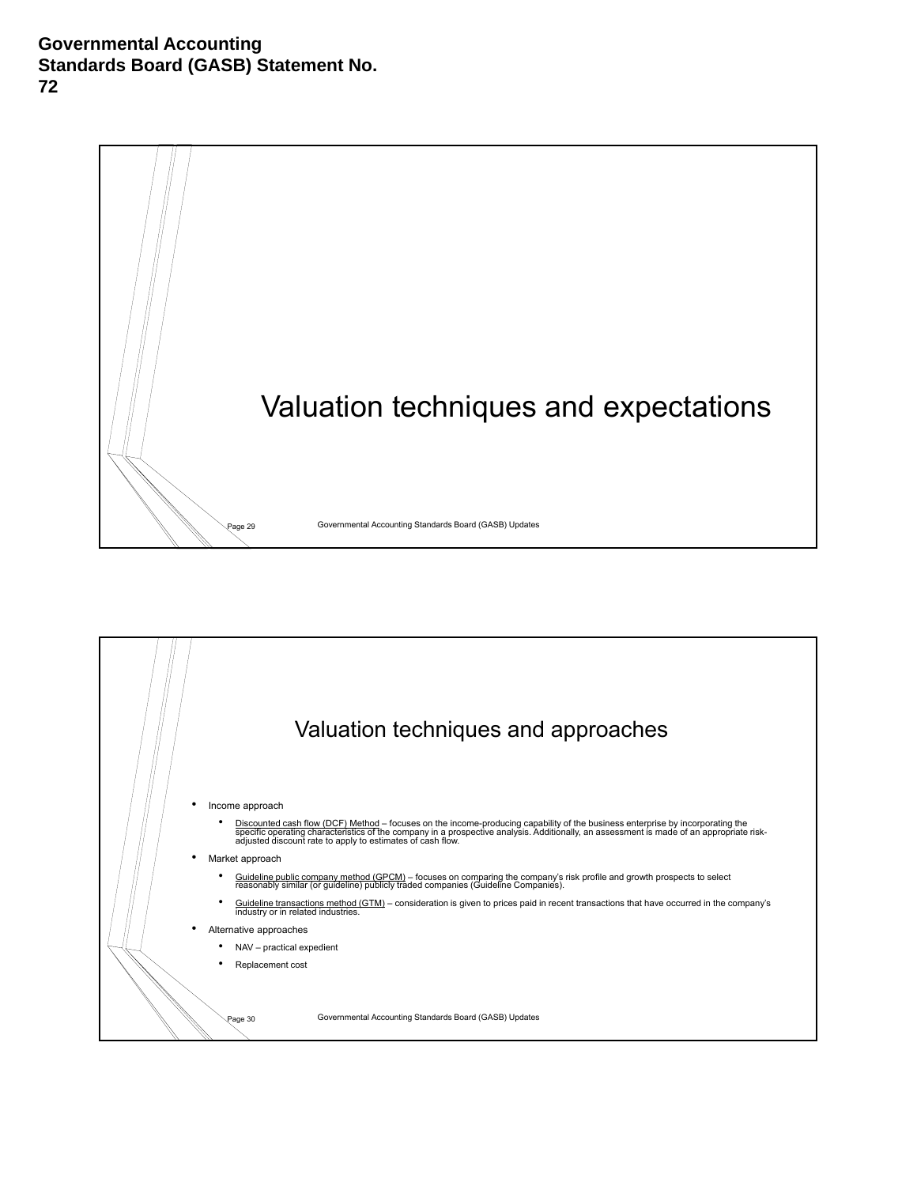**Governmental Accounting Standards Board (GASB) Statement No. 72**

# Valuation techniques and expectations

## Valuation techniques and approaches

- Income approach
  - Discounted cash flow (DCF) Method – focuses on the income-producing capability of the business enterprise by incorporating the specific operating characteristics of the company in a prospective analysis. Additionally, an assessment is made of an appropriate risk-adjusted discount rate to apply to estimates of cash flow.
- Market approach
  - Guideline public company method (GPCM) – focuses on comparing the company's risk profile and growth prospects to select reasonably similar (or guideline) publicly traded companies (Guideline Companies).
  - Guideline transactions method (GTM) – consideration is given to prices paid in recent transactions that have occurred in the company's industry or in related industries.
- Alternative approaches
  - NAV – practical expedient
  - Replacement cost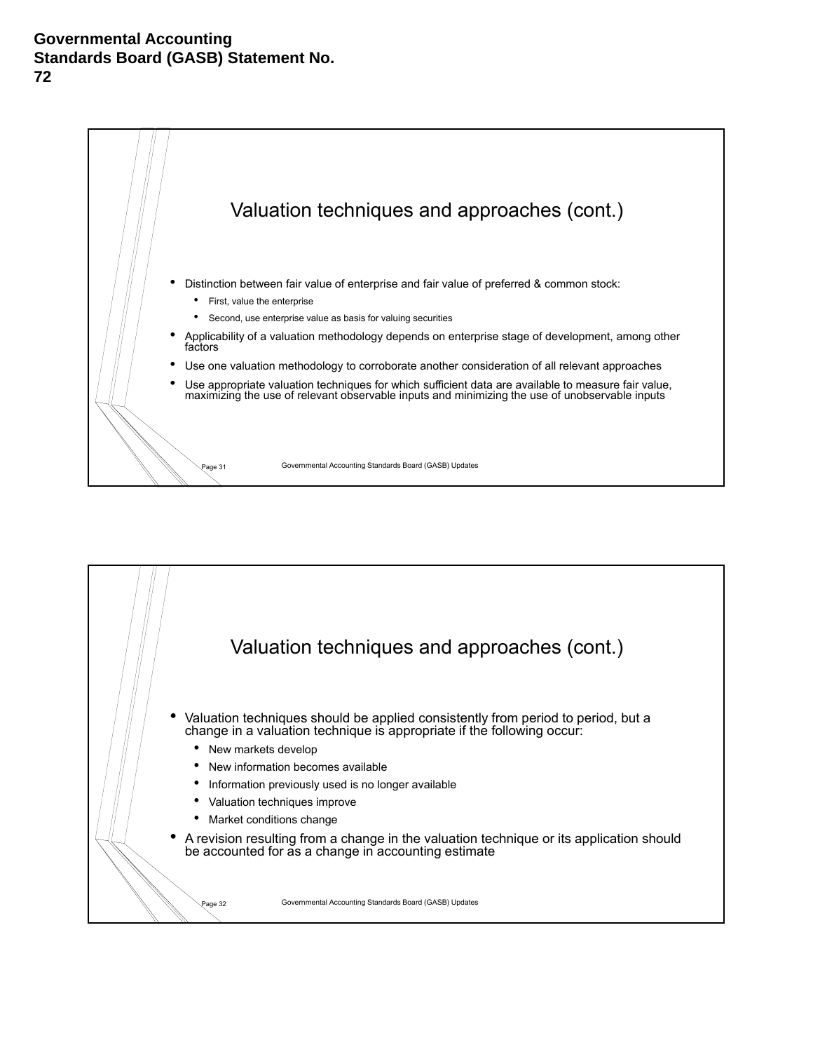**Governmental Accounting Standards Board (GASB) Statement No. 72**

## Valuation techniques and approaches (cont.)

- Distinction between fair value of enterprise and fair value of preferred & common stock:
  - First, value the enterprise
  - Second, use enterprise value as basis for valuing securities
- Applicability of a valuation methodology depends on enterprise stage of development, among other factors
- Use one valuation methodology to corroborate another consideration of all relevant approaches
- Use appropriate valuation techniques for which sufficient data are available to measure fair value, maximizing the use of relevant observable inputs and minimizing the use of unobservable inputs

## Valuation techniques and approaches (cont.)

- Valuation techniques should be applied consistently from period to period, but a change in a valuation technique is appropriate if the following occur:
  - New markets develop
  - New information becomes available
  - Information previously used is no longer available
  - Valuation techniques improve
  - Market conditions change
- A revision resulting from a change in the valuation technique or its application should be accounted for as a change in accounting estimate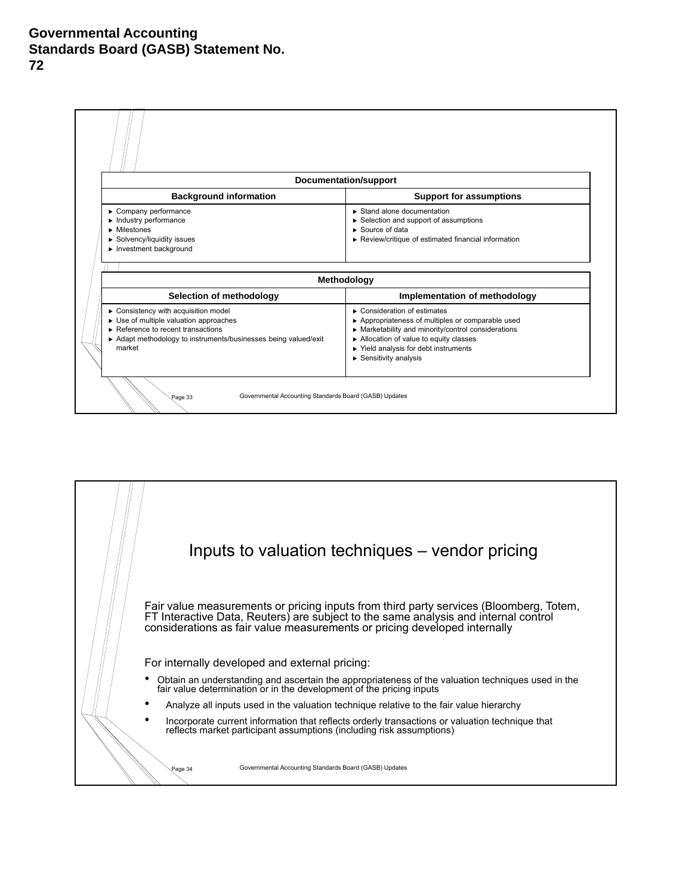**Governmental Accounting Standards Board (GASB) Statement No. 72**

| Documentation/support | |
|---|---|
| **Background information** | **Support for assumptions** |
| ► Company performance<br>► Industry performance<br>► Milestones<br>► Solvency/liquidity issues<br>► Investment background | ► Stand alone documentation<br>► Selection and support of assumptions<br>► Source of data<br>► Review/critique of estimated financial information |

| Methodology | |
|---|---|
| **Selection of methodology** | **Implementation of methodology** |
| ► Consistency with acquisition model<br>► Use of multiple valuation approaches<br>► Reference to recent transactions<br>► Adapt methodology to instruments/businesses being valued/exit market | ► Consideration of estimates<br>► Appropriateness of multiples or comparable used<br>► Marketability and minority/control considerations<br>► Allocation of value to equity classes<br>► Yield analysis for debt instruments<br>► Sensitivity analysis |

## Inputs to valuation techniques – vendor pricing

Fair value measurements or pricing inputs from third party services (Bloomberg, Totem, FT Interactive Data, Reuters) are subject to the same analysis and internal control considerations as fair value measurements or pricing developed internally

For internally developed and external pricing:

- Obtain an understanding and ascertain the appropriateness of the valuation techniques used in the fair value determination or in the development of the pricing inputs
- Analyze all inputs used in the valuation technique relative to the fair value hierarchy
- Incorporate current information that reflects orderly transactions or valuation technique that reflects market participant assumptions (including risk assumptions)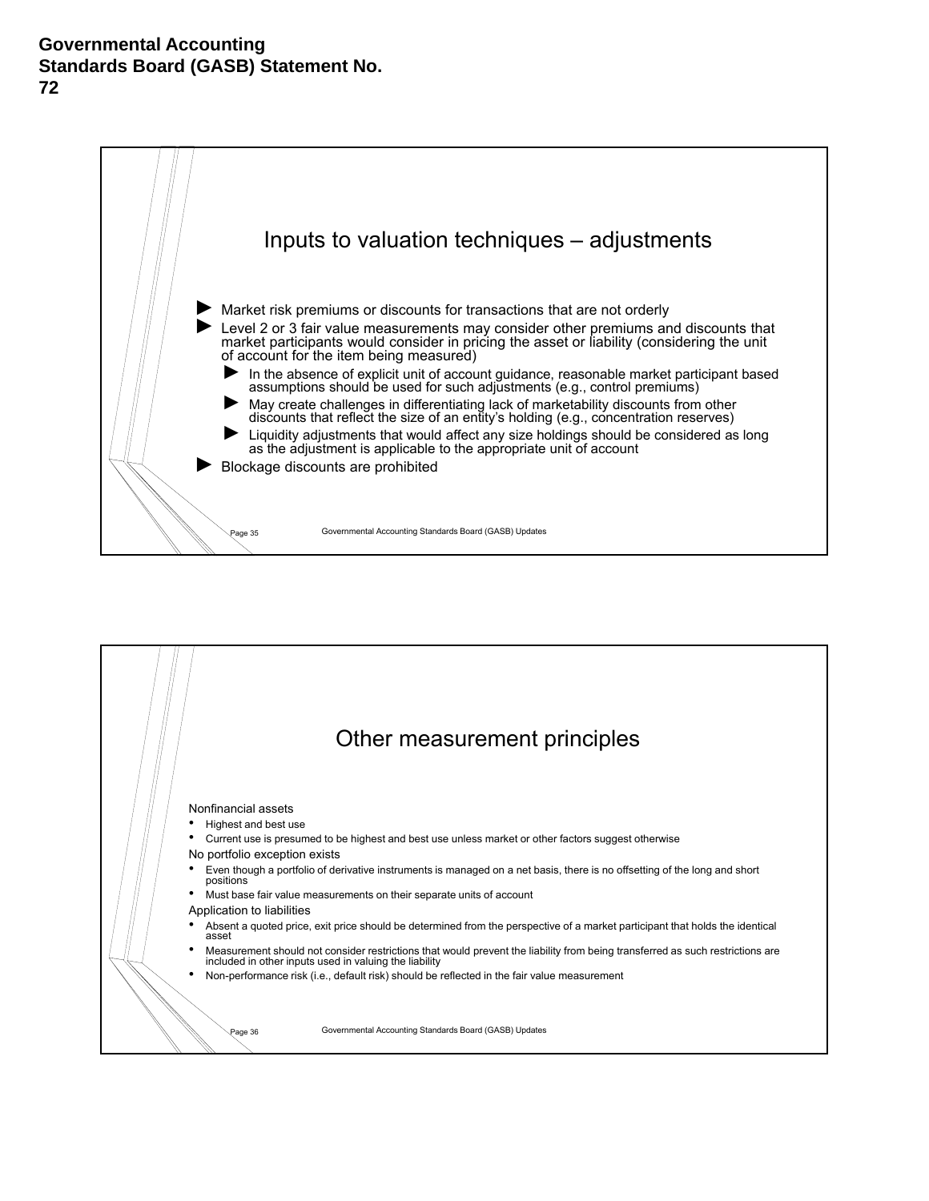**Governmental Accounting Standards Board (GASB) Statement No. 72**

## Inputs to valuation techniques – adjustments

- Market risk premiums or discounts for transactions that are not orderly
- Level 2 or 3 fair value measurements may consider other premiums and discounts that market participants would consider in pricing the asset or liability (considering the unit of account for the item being measured)
  - In the absence of explicit unit of account guidance, reasonable market participant based assumptions should be used for such adjustments (e.g., control premiums)
  - May create challenges in differentiating lack of marketability discounts from other discounts that reflect the size of an entity's holding (e.g., concentration reserves)
  - Liquidity adjustments that would affect any size holdings should be considered as long as the adjustment is applicable to the appropriate unit of account
- Blockage discounts are prohibited

## Other measurement principles

Nonfinancial assets

- Highest and best use
- Current use is presumed to be highest and best use unless market or other factors suggest otherwise

No portfolio exception exists

- Even though a portfolio of derivative instruments is managed on a net basis, there is no offsetting of the long and short positions
- Must base fair value measurements on their separate units of account

Application to liabilities

- Absent a quoted price, exit price should be determined from the perspective of a market participant that holds the identical asset
- Measurement should not consider restrictions that would prevent the liability from being transferred as such restrictions are included in other inputs used in valuing the liability
- Non-performance risk (i.e., default risk) should be reflected in the fair value measurement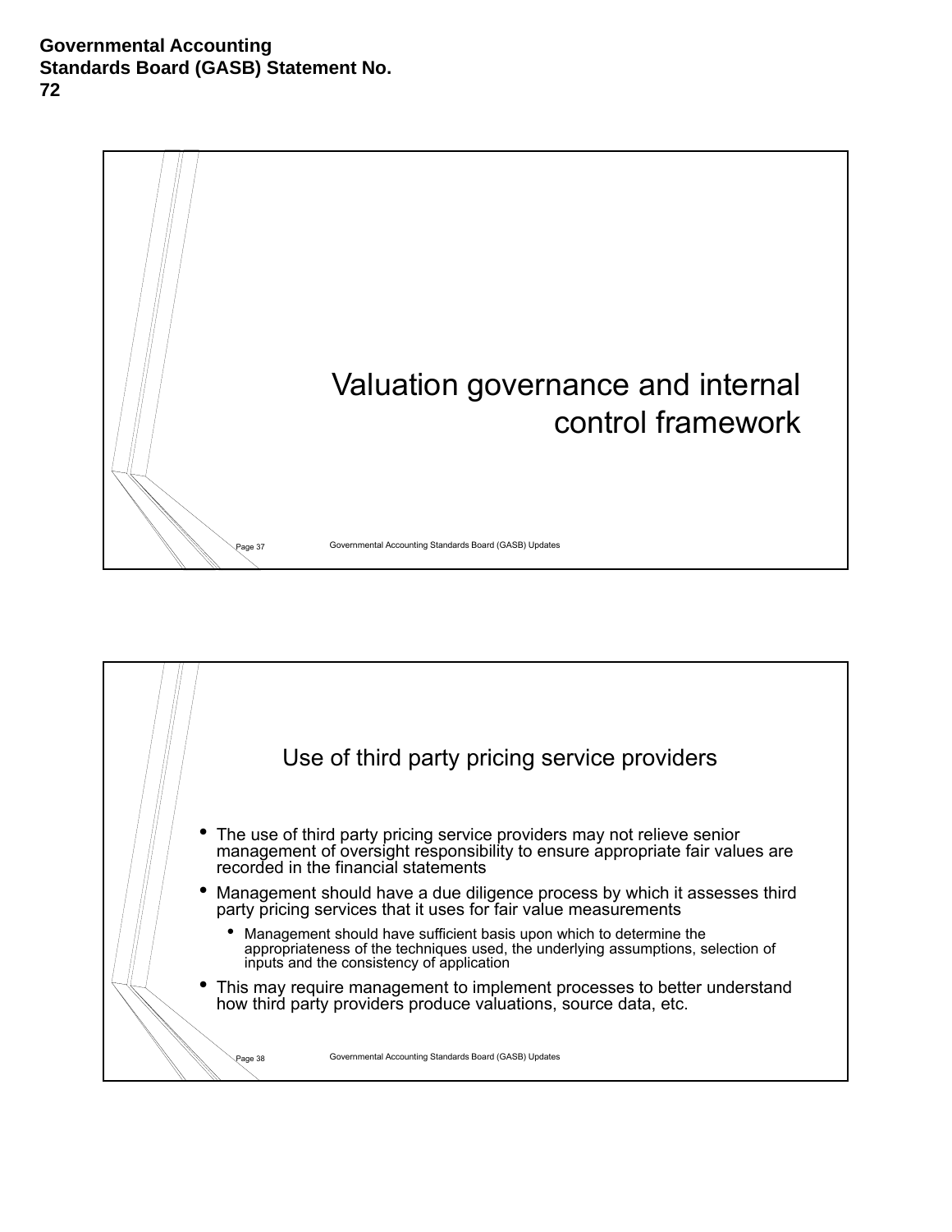**Governmental Accounting Standards Board (GASB) Statement No. 72**

## Valuation governance and internal control framework

## Use of third party pricing service providers

- The use of third party pricing service providers may not relieve senior management of oversight responsibility to ensure appropriate fair values are recorded in the financial statements
- Management should have a due diligence process by which it assesses third party pricing services that it uses for fair value measurements
  - Management should have sufficient basis upon which to determine the appropriateness of the techniques used, the underlying assumptions, selection of inputs and the consistency of application
- This may require management to implement processes to better understand how third party providers produce valuations, source data, etc.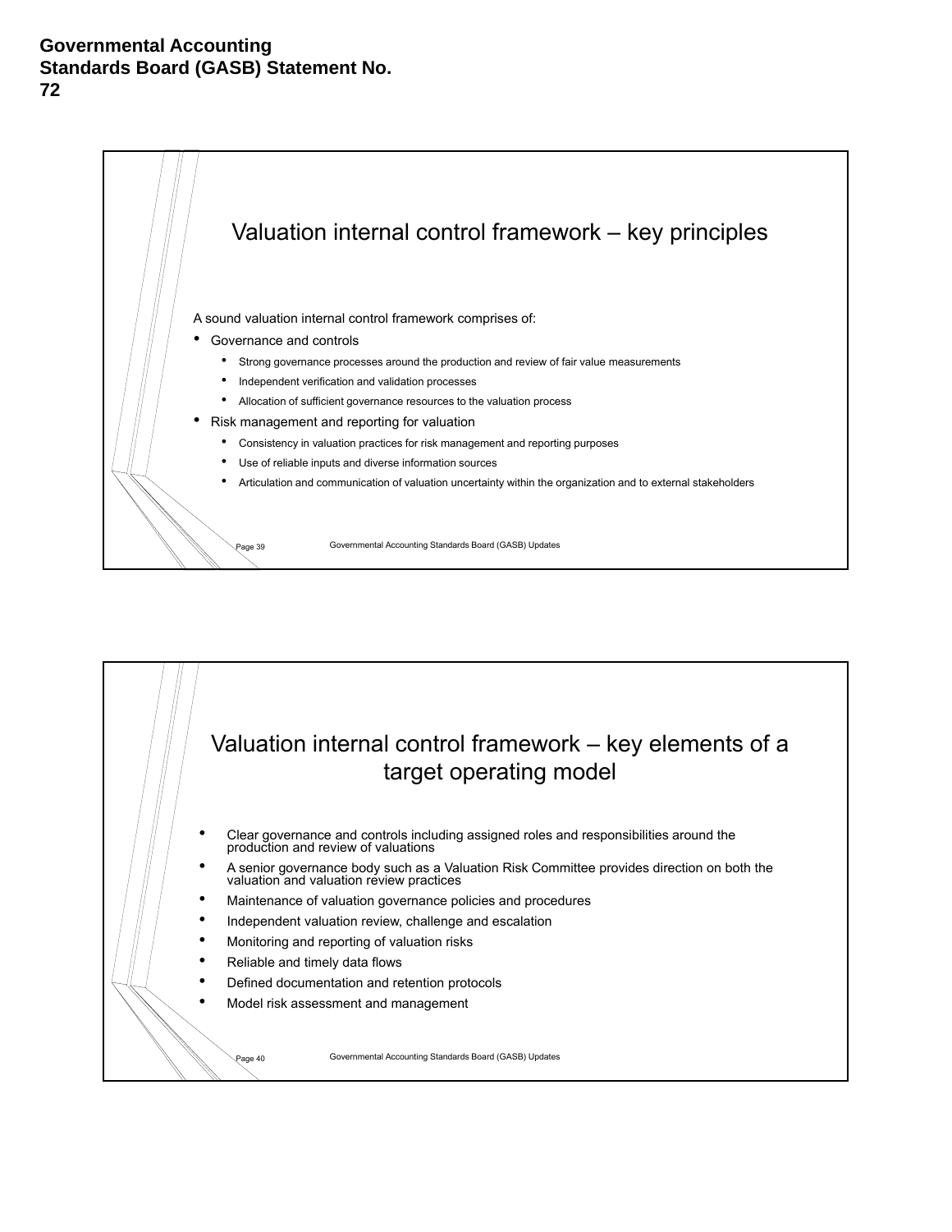# Governmental Accounting Standards Board (GASB) Statement No. 72

## Valuation internal control framework – key principles

A sound valuation internal control framework comprises of:

- Governance and controls
  - Strong governance processes around the production and review of fair value measurements
  - Independent verification and validation processes
  - Allocation of sufficient governance resources to the valuation process
- Risk management and reporting for valuation
  - Consistency in valuation practices for risk management and reporting purposes
  - Use of reliable inputs and diverse information sources
  - Articulation and communication of valuation uncertainty within the organization and to external stakeholders

## Valuation internal control framework – key elements of a target operating model

- Clear governance and controls including assigned roles and responsibilities around the production and review of valuations
- A senior governance body such as a Valuation Risk Committee provides direction on both the valuation and valuation review practices
- Maintenance of valuation governance policies and procedures
- Independent valuation review, challenge and escalation
- Monitoring and reporting of valuation risks
- Reliable and timely data flows
- Defined documentation and retention protocols
- Model risk assessment and management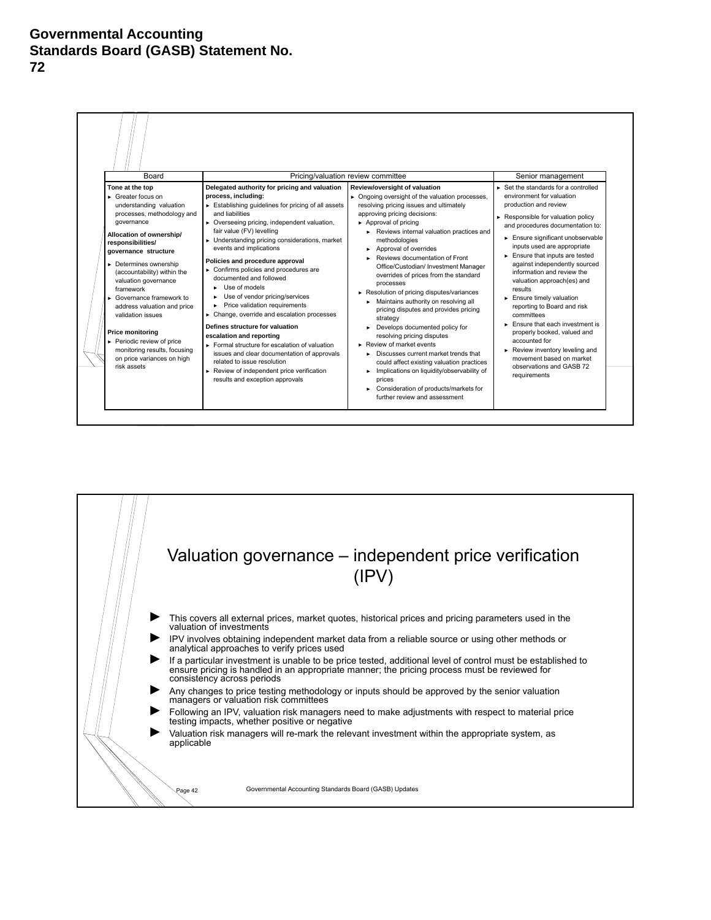**Governmental Accounting Standards Board (GASB) Statement No. 72**

| Board | Pricing/valuation review committee | | Senior management |
|---|---|---|---|
| **Tone at the top**<br>► Greater focus on understanding valuation processes, methodology and governance<br><br>**Allocation of ownership/ responsibilities/ governance structure**<br>► Determines ownership (accountability) within the valuation governance framework<br>► Governance framework to address valuation and price validation issues<br><br>**Price monitoring**<br>► Periodic review of price monitoring results, focusing on price variances on high risk assets | **Delegated authority for pricing and valuation process, including:**<br>► Establishing guidelines for pricing of all assets and liabilities<br>► Overseeing pricing, independent valuation, fair value (FV) levelling<br>► Understanding pricing considerations, market events and implications<br><br>**Policies and procedure approval**<br>► Confirms policies and procedures are documented and followed<br>► Use of models<br>► Use of vendor pricing/services<br>► Price validation requirements<br>► Change, override and escalation processes<br><br>**Defines structure for valuation escalation and reporting**<br>► Formal structure for escalation of valuation issues and clear documentation of approvals related to issue resolution<br>► Review of independent price verification results and exception approvals | **Review/oversight of valuation**<br>► Ongoing oversight of the valuation processes, resolving pricing issues and ultimately approving pricing decisions:<br>► Approval of pricing<br>► Reviews internal valuation practices and methodologies<br>► Approval of overrides<br>► Reviews documentation of Front Office/Custodian/ Investment Manager overrides of prices from the standard processes<br>► Resolution of pricing disputes/variances<br>► Maintains authority on resolving all pricing disputes and provides pricing strategy<br>► Develops documented policy for resolving pricing disputes<br>► Review of market events<br>► Discusses current market trends that could affect existing valuation practices<br>► Implications on liquidity/observability of prices<br>► Consideration of products/markets for further review and assessment | ► Set the standards for a controlled environment for valuation production and review<br>► Responsible for valuation policy and procedures documentation to:<br>► Ensure significant unobservable inputs used are appropriate<br>► Ensure that inputs are tested against independently sourced information and review the valuation approach(es) and results<br>► Ensure timely valuation reporting to Board and risk committees<br>► Ensure that each investment is properly booked, valued and accounted for<br>► Review inventory leveling and movement based on market observations and GASB 72 requirements |

## Valuation governance – independent price verification (IPV)

- This covers all external prices, market quotes, historical prices and pricing parameters used in the valuation of investments
- IPV involves obtaining independent market data from a reliable source or using other methods or analytical approaches to verify prices used
- If a particular investment is unable to be price tested, additional level of control must be established to ensure pricing is handled in an appropriate manner; the pricing process must be reviewed for consistency across periods
- Any changes to price testing methodology or inputs should be approved by the senior valuation managers or valuation risk committees
- Following an IPV, valuation risk managers need to make adjustments with respect to material price testing impacts, whether positive or negative
- Valuation risk managers will re-mark the relevant investment within the appropriate system, as applicable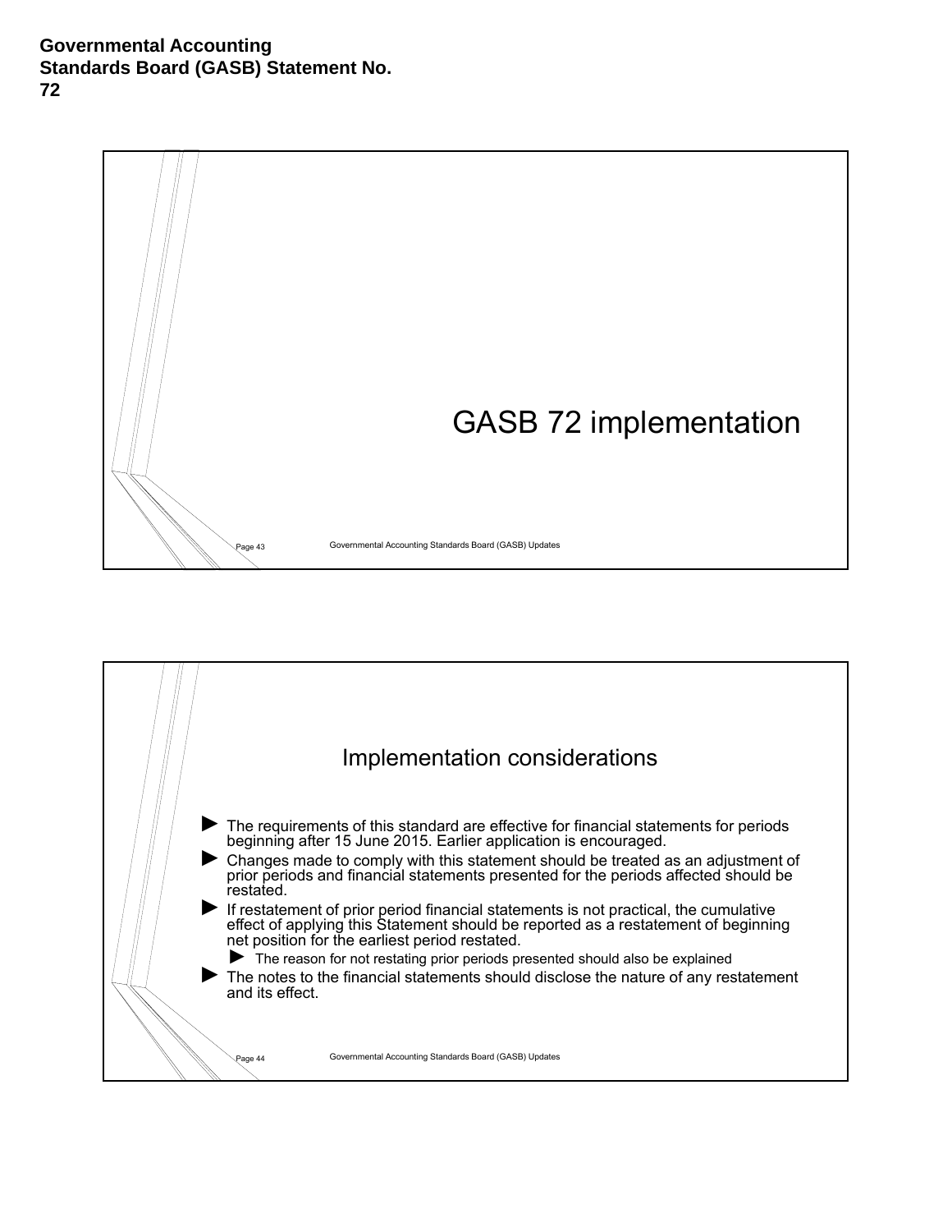**Governmental Accounting Standards Board (GASB) Statement No. 72**

## GASB 72 implementation

## Implementation considerations

- The requirements of this standard are effective for financial statements for periods beginning after 15 June 2015. Earlier application is encouraged.
- Changes made to comply with this statement should be treated as an adjustment of prior periods and financial statements presented for the periods affected should be restated.
- If restatement of prior period financial statements is not practical, the cumulative effect of applying this Statement should be reported as a restatement of beginning net position for the earliest period restated.
  - The reason for not restating prior periods presented should also be explained
- The notes to the financial statements should disclose the nature of any restatement and its effect.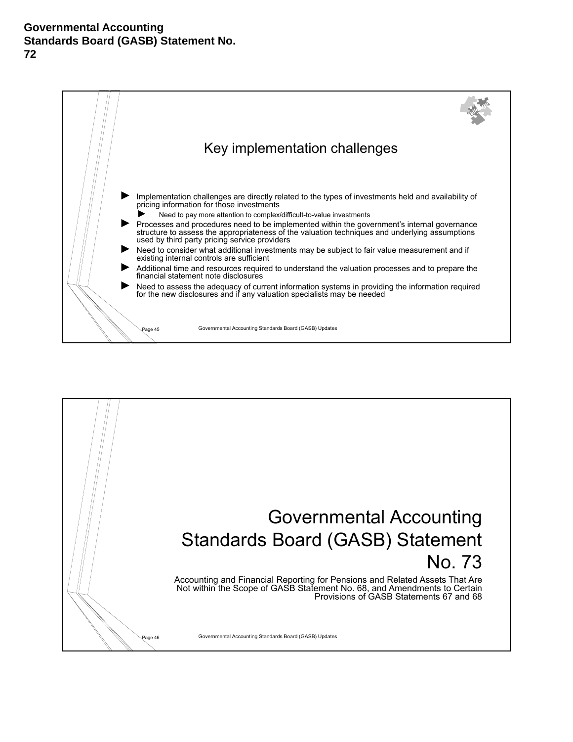# Governmental Accounting Standards Board (GASB) Statement No. 72

## Key implementation challenges

- Implementation challenges are directly related to the types of investments held and availability of pricing information for those investments
  - Need to pay more attention to complex/difficult-to-value investments
- Processes and procedures need to be implemented within the government's internal governance structure to assess the appropriateness of the valuation techniques and underlying assumptions used by third party pricing service providers
- Need to consider what additional investments may be subject to fair value measurement and if existing internal controls are sufficient
- Additional time and resources required to understand the valuation processes and to prepare the financial statement note disclosures
- Need to assess the adequacy of current information systems in providing the information required for the new disclosures and if any valuation specialists may be needed

# Governmental Accounting Standards Board (GASB) Statement No. 73

Accounting and Financial Reporting for Pensions and Related Assets That Are Not within the Scope of GASB Statement No. 68, and Amendments to Certain Provisions of GASB Statements 67 and 68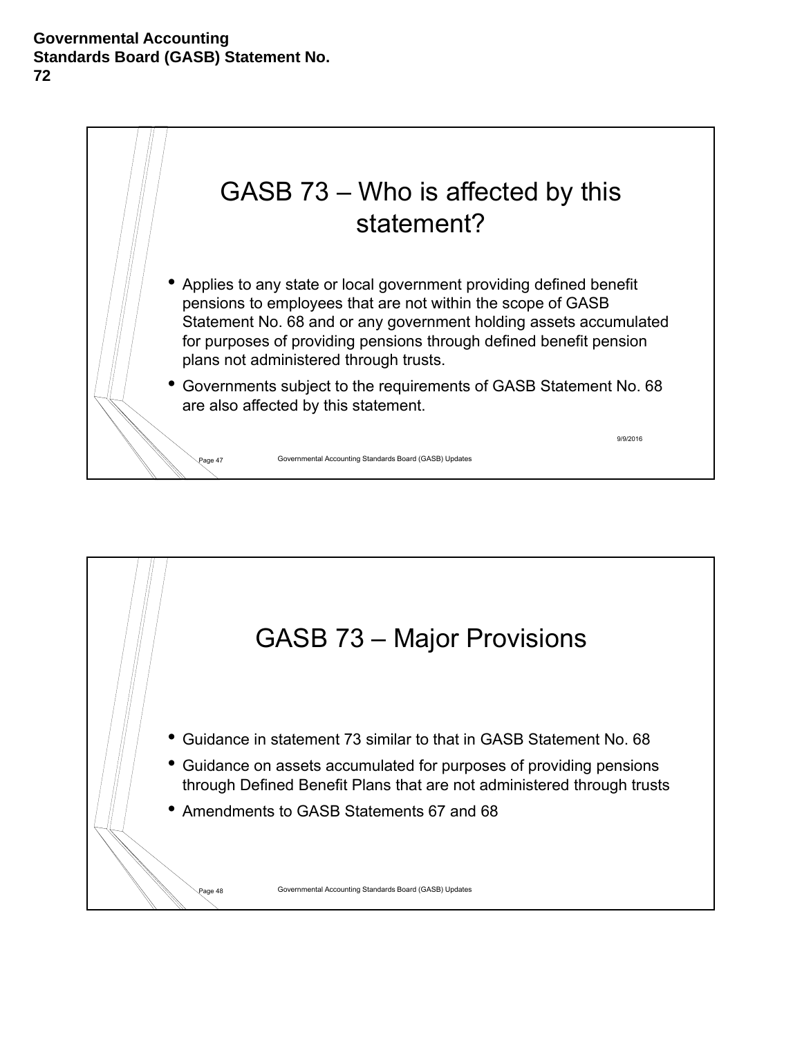## GASB 73 – Who is affected by this statement?

- Applies to any state or local government providing defined benefit pensions to employees that are not within the scope of GASB Statement No. 68 and or any government holding assets accumulated for purposes of providing pensions through defined benefit pension plans not administered through trusts.
- Governments subject to the requirements of GASB Statement No. 68 are also affected by this statement.

## GASB 73 – Major Provisions

- Guidance in statement 73 similar to that in GASB Statement No. 68
- Guidance on assets accumulated for purposes of providing pensions through Defined Benefit Plans that are not administered through trusts
- Amendments to GASB Statements 67 and 68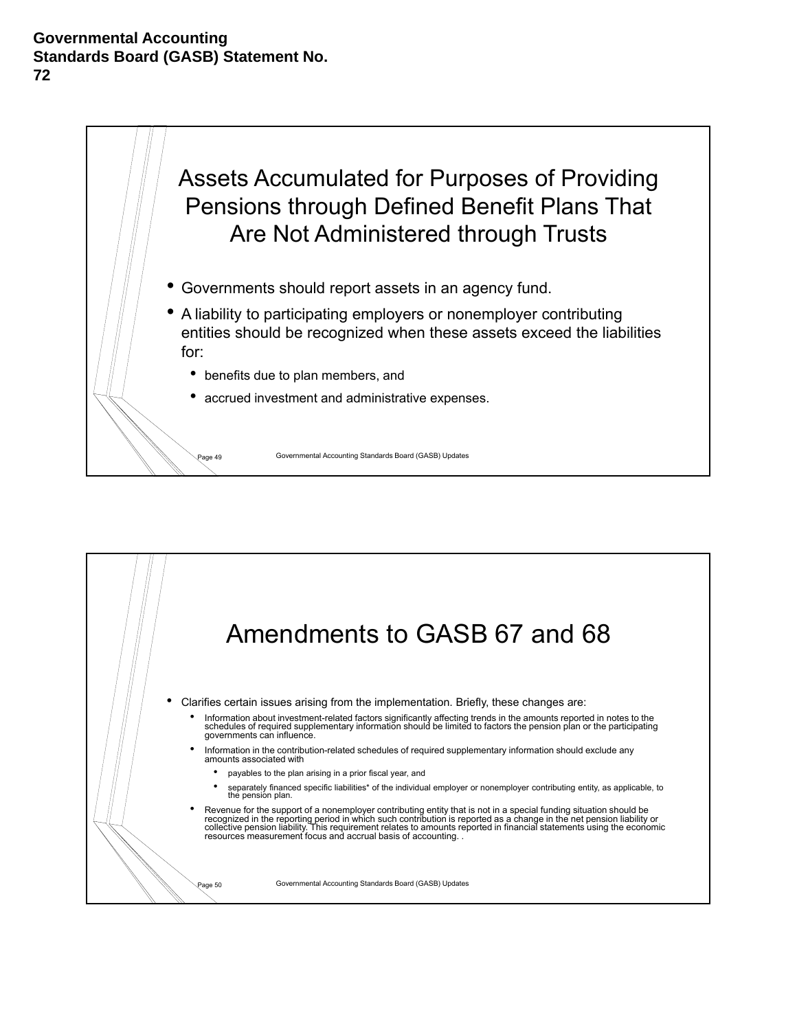**Governmental Accounting Standards Board (GASB) Statement No. 72**

## Assets Accumulated for Purposes of Providing Pensions through Defined Benefit Plans That Are Not Administered through Trusts

- Governments should report assets in an agency fund.
- A liability to participating employers or nonemployer contributing entities should be recognized when these assets exceed the liabilities for:
  - benefits due to plan members, and
  - accrued investment and administrative expenses.

## Amendments to GASB 67 and 68

- Clarifies certain issues arising from the implementation. Briefly, these changes are:
  - Information about investment-related factors significantly affecting trends in the amounts reported in notes to the schedules of required supplementary information should be limited to factors the pension plan or the participating governments can influence.
  - Information in the contribution-related schedules of required supplementary information should exclude any amounts associated with
    - payables to the plan arising in a prior fiscal year, and
    - separately financed specific liabilities* of the individual employer or nonemployer contributing entity, as applicable, to the pension plan.
  - Revenue for the support of a nonemployer contributing entity that is not in a special funding situation should be recognized in the reporting period in which such contribution is reported as a change in the net pension liability or collective pension liability. This requirement relates to amounts reported in financial statements using the economic resources measurement focus and accrual basis of accounting. .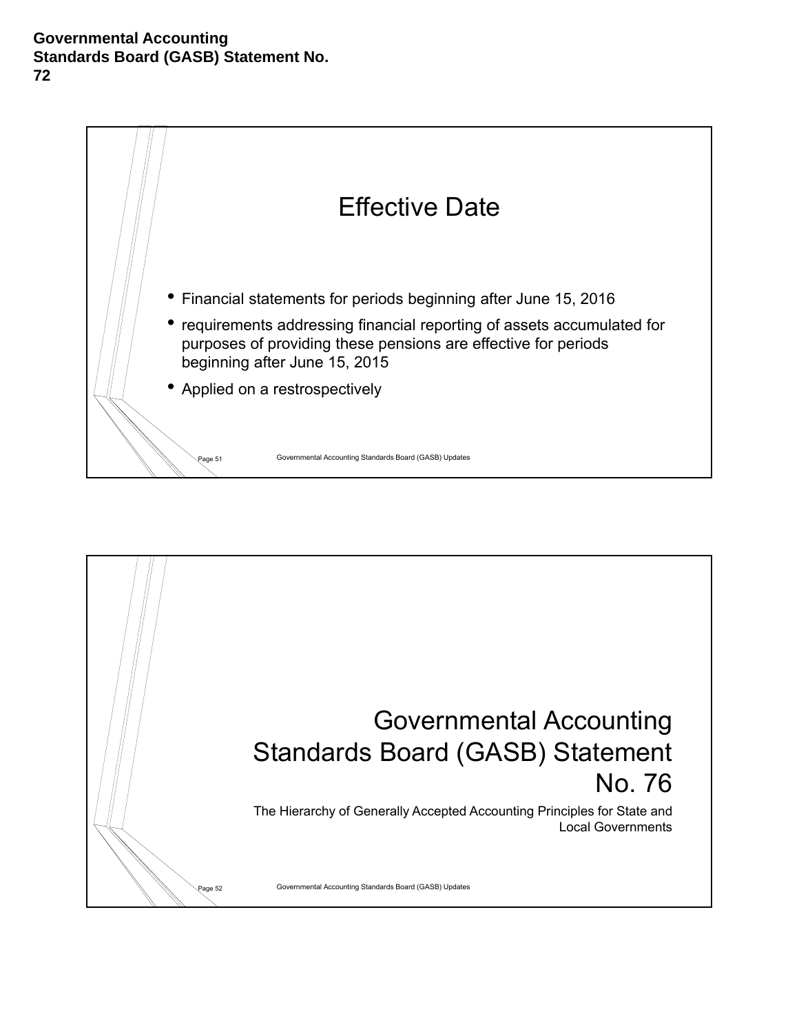**Governmental Accounting Standards Board (GASB) Statement No. 72**

## Effective Date

- Financial statements for periods beginning after June 15, 2016
- requirements addressing financial reporting of assets accumulated for purposes of providing these pensions are effective for periods beginning after June 15, 2015
- Applied on a restrospectively

## Governmental Accounting Standards Board (GASB) Statement No. 76

The Hierarchy of Generally Accepted Accounting Principles for State and Local Governments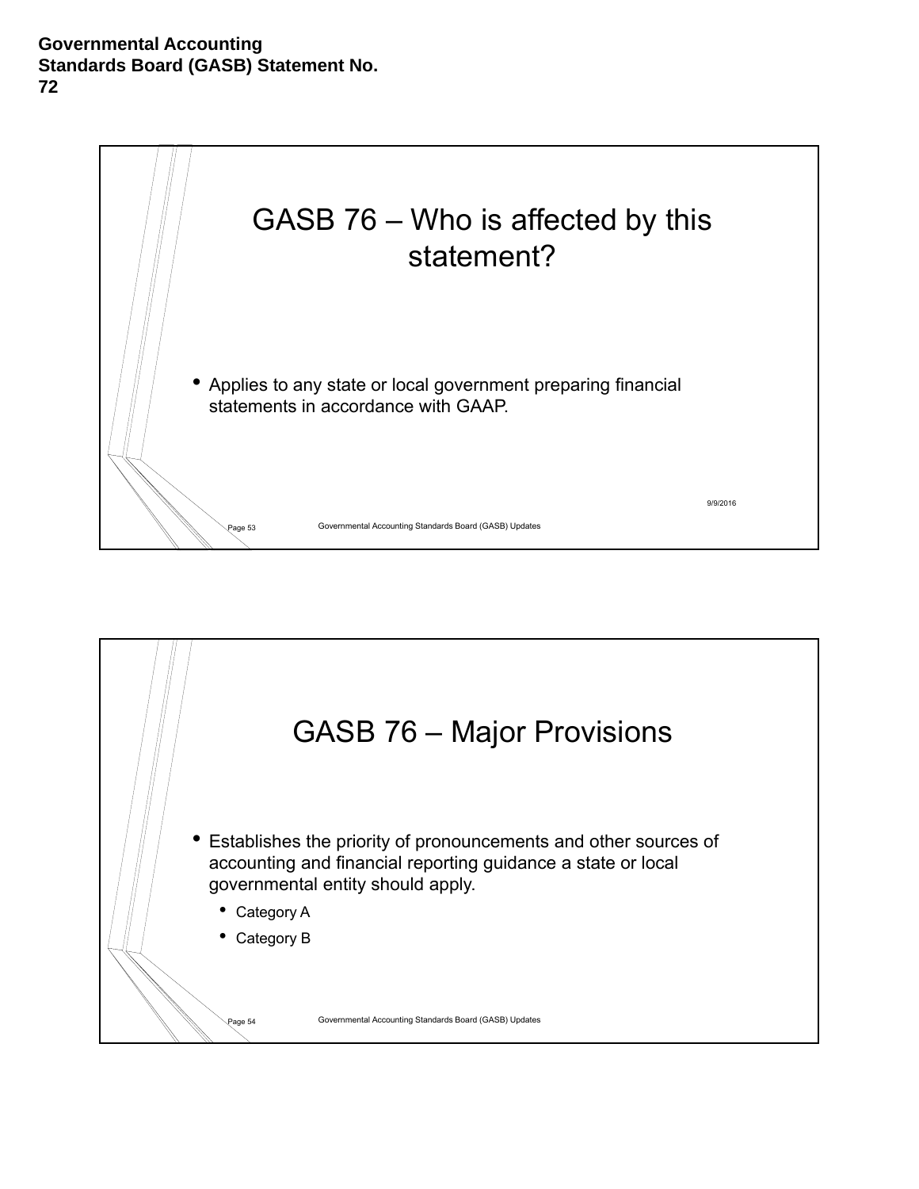## GASB 76 – Who is affected by this statement?

- Applies to any state or local government preparing financial statements in accordance with GAAP.

## GASB 76 – Major Provisions

- Establishes the priority of pronouncements and other sources of accounting and financial reporting guidance a state or local governmental entity should apply.
  - Category A
  - Category B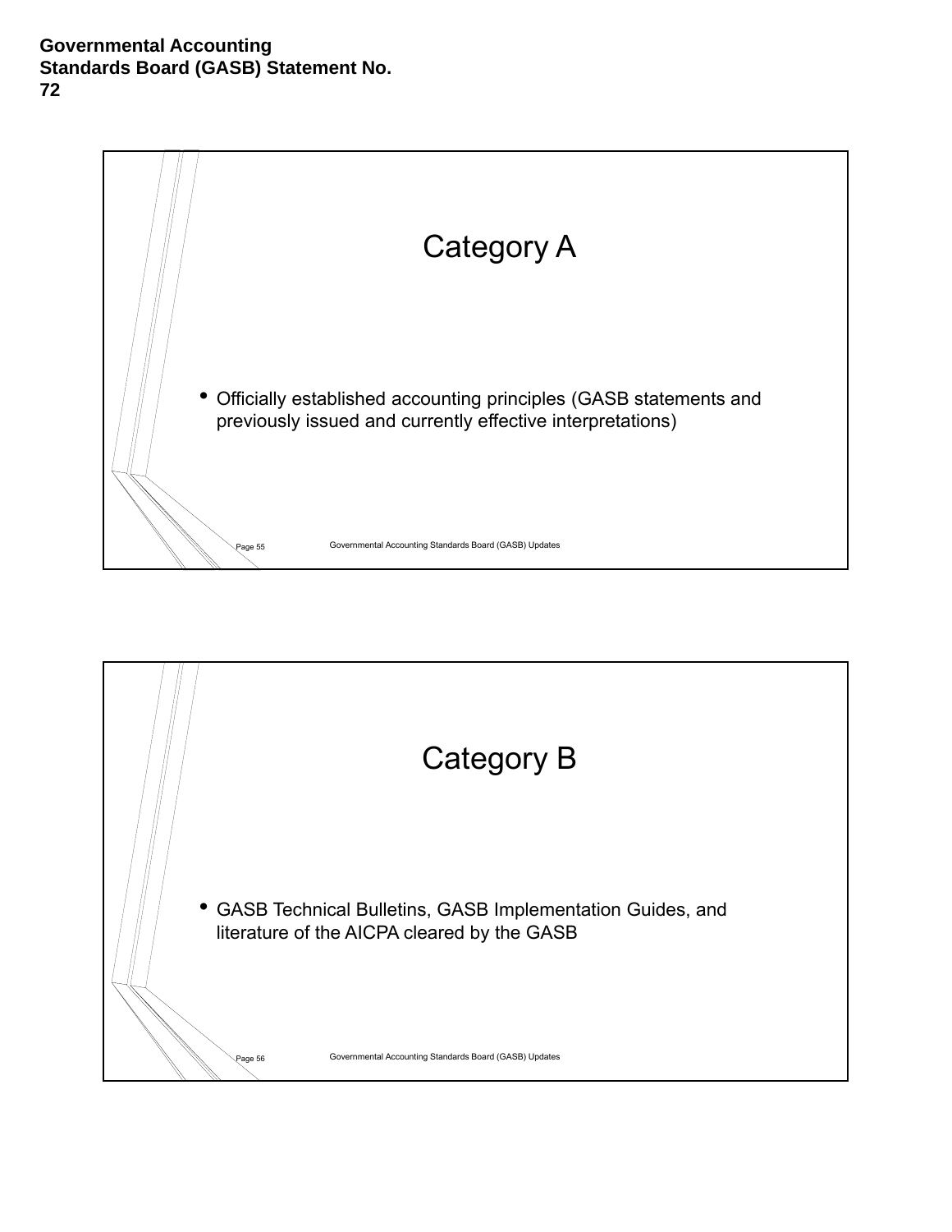**Governmental Accounting Standards Board (GASB) Statement No. 72**

## Category A

- Officially established accounting principles (GASB statements and previously issued and currently effective interpretations)

## Category B

- GASB Technical Bulletins, GASB Implementation Guides, and literature of the AICPA cleared by the GASB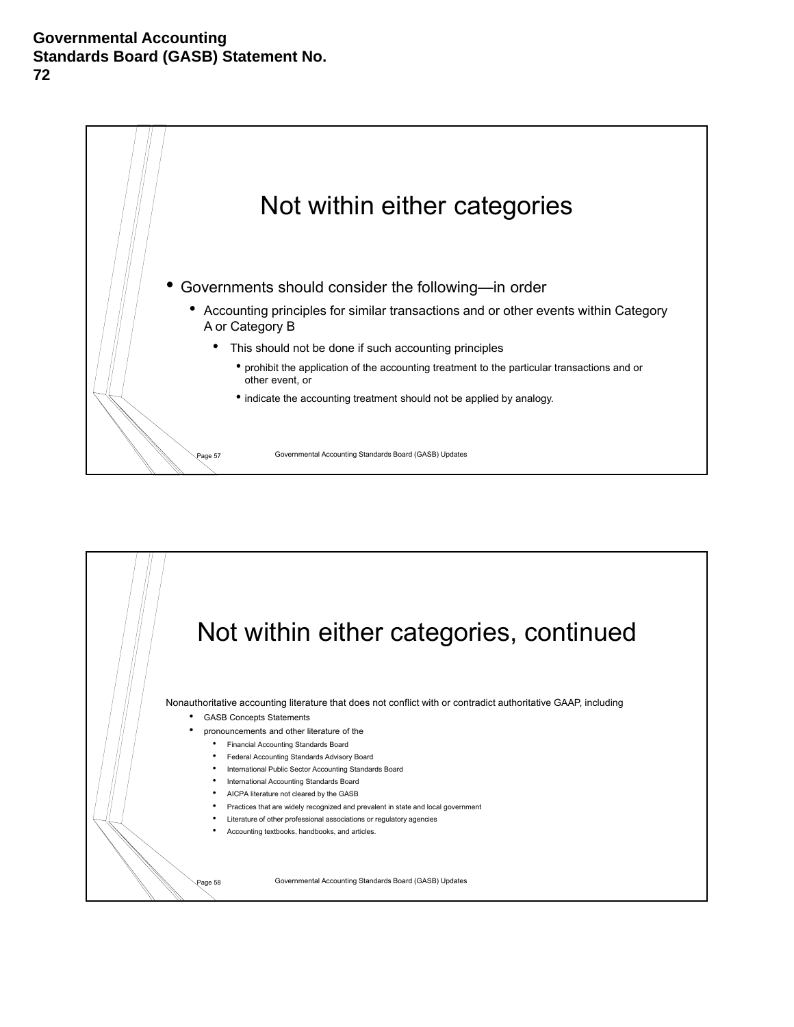**Governmental Accounting Standards Board (GASB) Statement No. 72**

## Not within either categories

- Governments should consider the following—in order
  - Accounting principles for similar transactions and or other events within Category A or Category B
    - This should not be done if such accounting principles
      - prohibit the application of the accounting treatment to the particular transactions and or other event, or
      - indicate the accounting treatment should not be applied by analogy.

## Not within either categories, continued

Nonauthoritative accounting literature that does not conflict with or contradict authoritative GAAP, including

- GASB Concepts Statements
- pronouncements and other literature of the
  - Financial Accounting Standards Board
  - Federal Accounting Standards Advisory Board
  - International Public Sector Accounting Standards Board
  - International Accounting Standards Board
  - AICPA literature not cleared by the GASB
  - Practices that are widely recognized and prevalent in state and local government
  - Literature of other professional associations or regulatory agencies
  - Accounting textbooks, handbooks, and articles.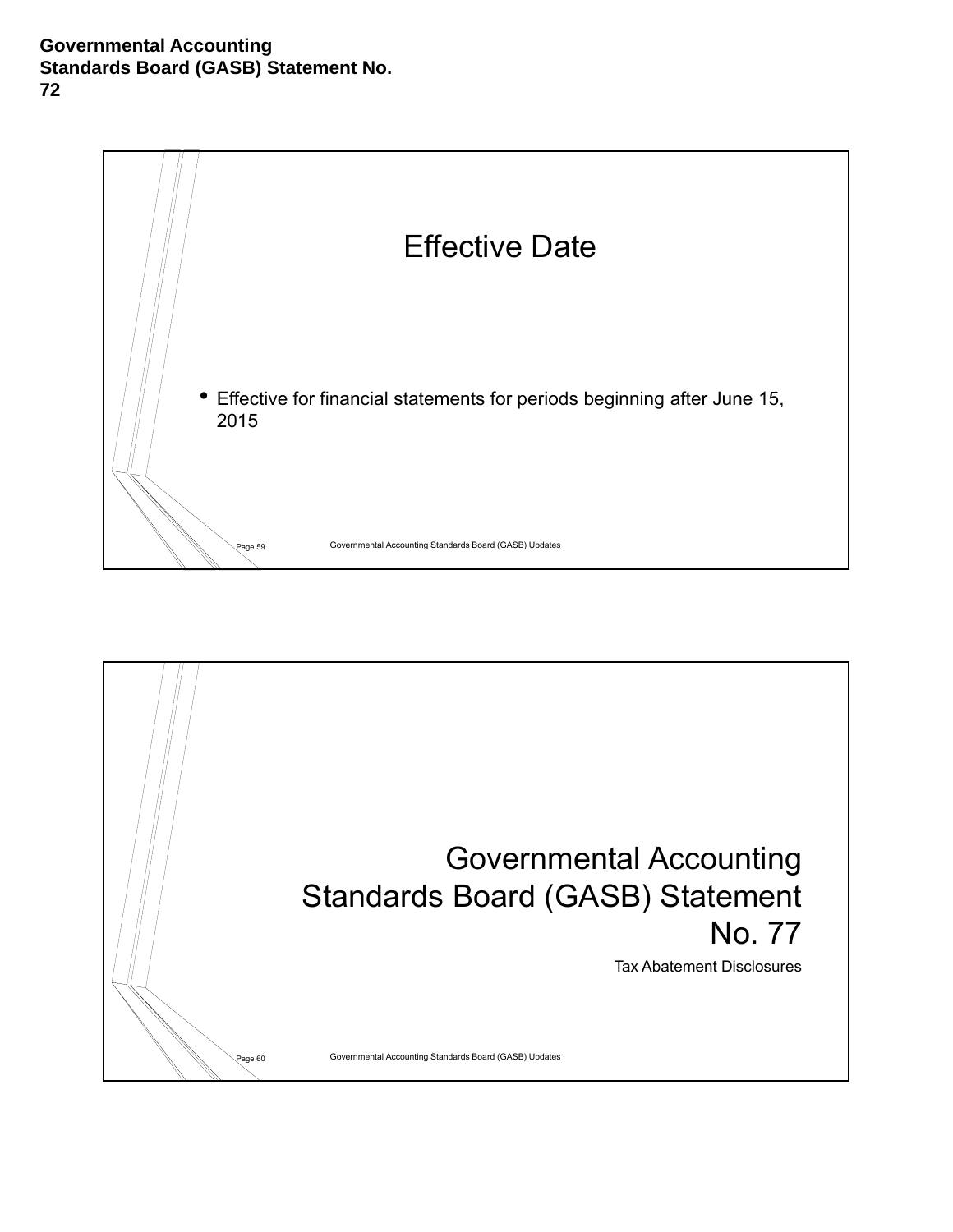**Governmental Accounting Standards Board (GASB) Statement No. 72**

## Effective Date

- Effective for financial statements for periods beginning after June 15, 2015

## Governmental Accounting Standards Board (GASB) Statement No. 77

Tax Abatement Disclosures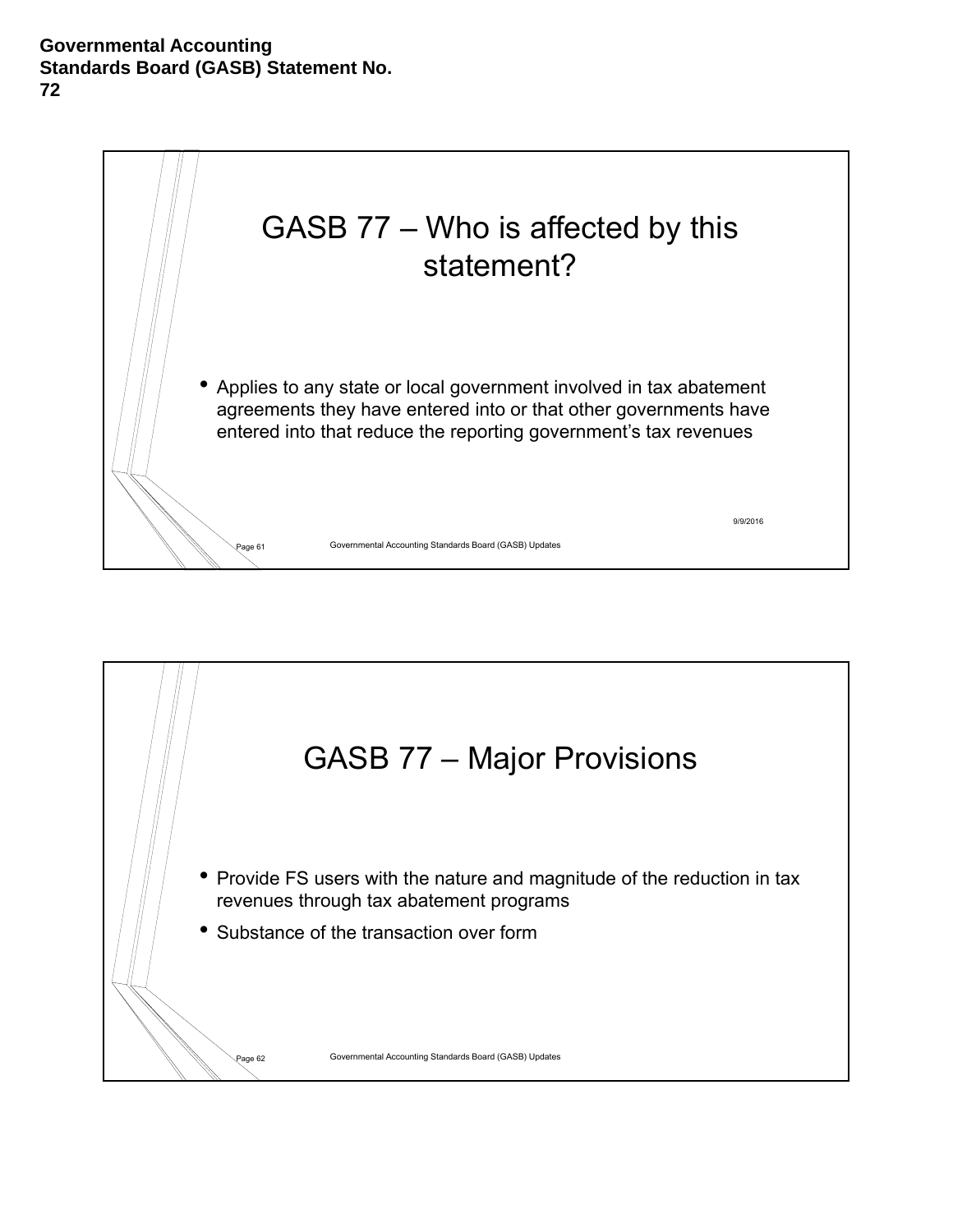## GASB 77 – Who is affected by this statement?

- Applies to any state or local government involved in tax abatement agreements they have entered into or that other governments have entered into that reduce the reporting government's tax revenues

## GASB 77 – Major Provisions

- Provide FS users with the nature and magnitude of the reduction in tax revenues through tax abatement programs
- Substance of the transaction over form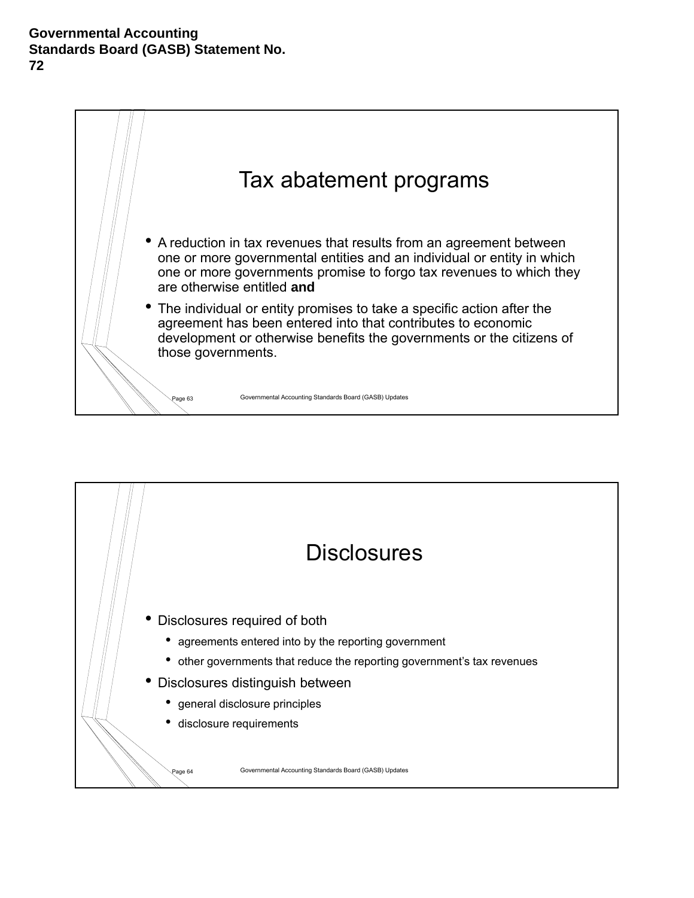**Governmental Accounting Standards Board (GASB) Statement No. 72**

## Tax abatement programs

- A reduction in tax revenues that results from an agreement between one or more governmental entities and an individual or entity in which one or more governments promise to forgo tax revenues to which they are otherwise entitled **and**
- The individual or entity promises to take a specific action after the agreement has been entered into that contributes to economic development or otherwise benefits the governments or the citizens of those governments.

## Disclosures

- Disclosures required of both
  - agreements entered into by the reporting government
  - other governments that reduce the reporting government's tax revenues
- Disclosures distinguish between
  - general disclosure principles
  - disclosure requirements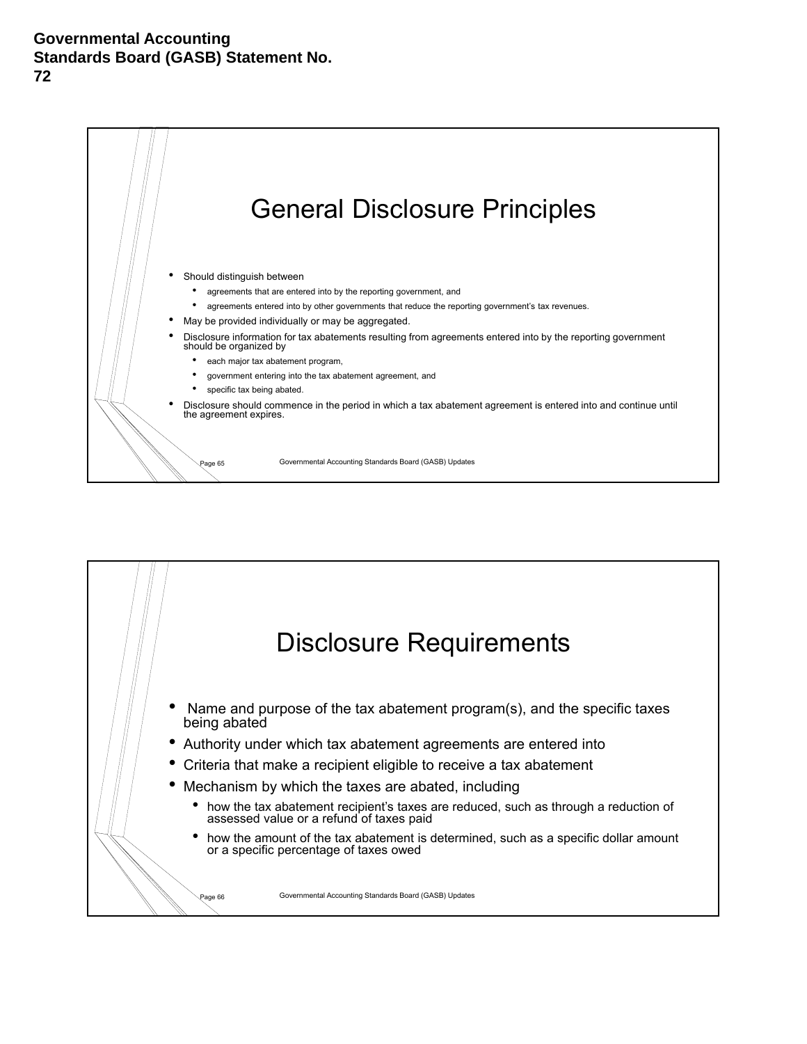**Governmental Accounting Standards Board (GASB) Statement No. 72**

## General Disclosure Principles

- Should distinguish between
  - agreements that are entered into by the reporting government, and
  - agreements entered into by other governments that reduce the reporting government's tax revenues.
- May be provided individually or may be aggregated.
- Disclosure information for tax abatements resulting from agreements entered into by the reporting government should be organized by
  - each major tax abatement program,
  - government entering into the tax abatement agreement, and
  - specific tax being abated.
- Disclosure should commence in the period in which a tax abatement agreement is entered into and continue until the agreement expires.

## Disclosure Requirements

- Name and purpose of the tax abatement program(s), and the specific taxes being abated
- Authority under which tax abatement agreements are entered into
- Criteria that make a recipient eligible to receive a tax abatement
- Mechanism by which the taxes are abated, including
  - how the tax abatement recipient's taxes are reduced, such as through a reduction of assessed value or a refund of taxes paid
  - how the amount of the tax abatement is determined, such as a specific dollar amount or a specific percentage of taxes owed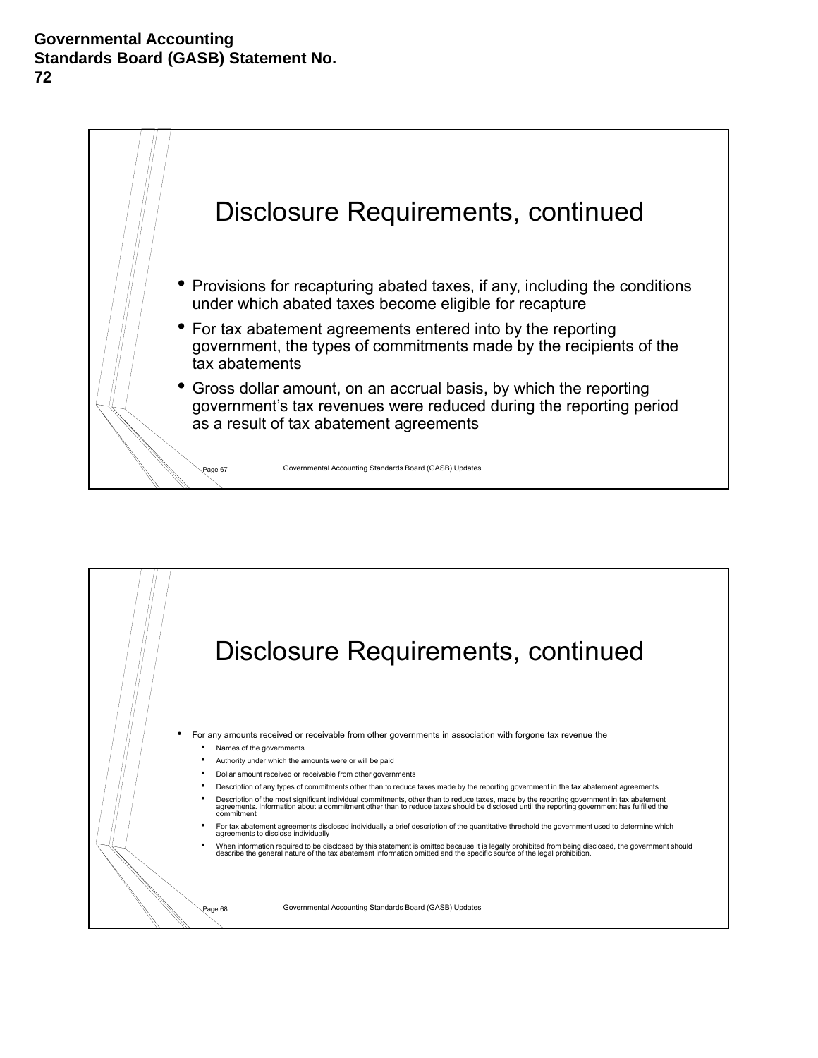**Governmental Accounting Standards Board (GASB) Statement No. 72**

## Disclosure Requirements, continued

- Provisions for recapturing abated taxes, if any, including the conditions under which abated taxes become eligible for recapture
- For tax abatement agreements entered into by the reporting government, the types of commitments made by the recipients of the tax abatements
- Gross dollar amount, on an accrual basis, by which the reporting government's tax revenues were reduced during the reporting period as a result of tax abatement agreements

## Disclosure Requirements, continued

- For any amounts received or receivable from other governments in association with forgone tax revenue the
  - Names of the governments
  - Authority under which the amounts were or will be paid
  - Dollar amount received or receivable from other governments
  - Description of any types of commitments other than to reduce taxes made by the reporting government in the tax abatement agreements
  - Description of the most significant individual commitments, other than to reduce taxes, made by the reporting government in tax abatement agreements. Information about a commitment other than to reduce taxes should be disclosed until the reporting government has fulfilled the commitment
  - For tax abatement agreements disclosed individually a brief description of the quantitative threshold the government used to determine which agreements to disclose individually
  - When information required to be disclosed by this statement is omitted because it is legally prohibited from being disclosed, the government should describe the general nature of the tax abatement information omitted and the specific source of the legal prohibition.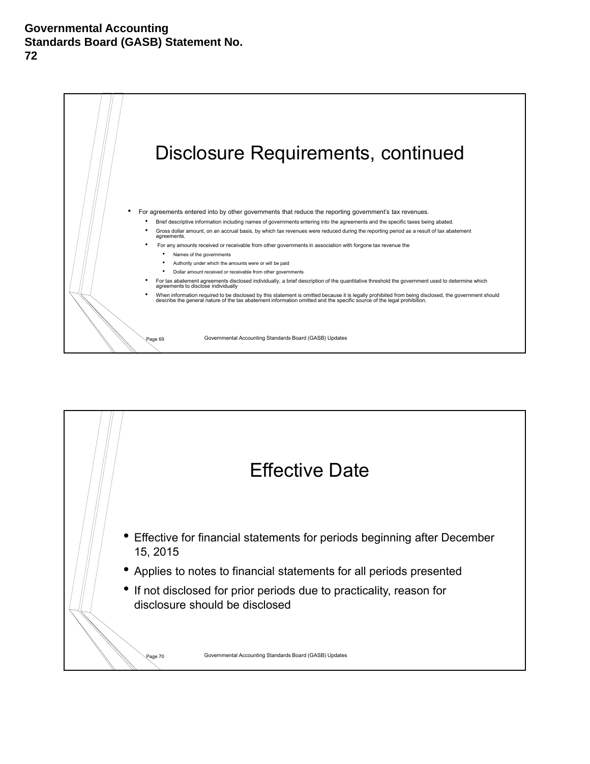# Governmental Accounting Standards Board (GASB) Statement No. 72

## Disclosure Requirements, continued

- For agreements entered into by other governments that reduce the reporting government's tax revenues.
  - Brief descriptive information including names of governments entering into the agreements and the specific taxes being abated.
  - Gross dollar amount, on an accrual basis, by which tax revenues were reduced during the reporting period as a result of tax abatement agreements.
  - For any amounts received or receivable from other governments in association with forgone tax revenue the
    - Names of the governments
    - Authority under which the amounts were or will be paid
    - Dollar amount received or receivable from other governments
  - For tax abatement agreements disclosed individually, a brief description of the quantitative threshold the government used to determine which agreements to disclose individually
  - When information required to be disclosed by this statement is omitted because it is legally prohibited from being disclosed, the government should describe the general nature of the tax abatement information omitted and the specific source of the legal prohibition.

## Effective Date

- Effective for financial statements for periods beginning after December 15, 2015
- Applies to notes to financial statements for all periods presented
- If not disclosed for prior periods due to practicality, reason for disclosure should be disclosed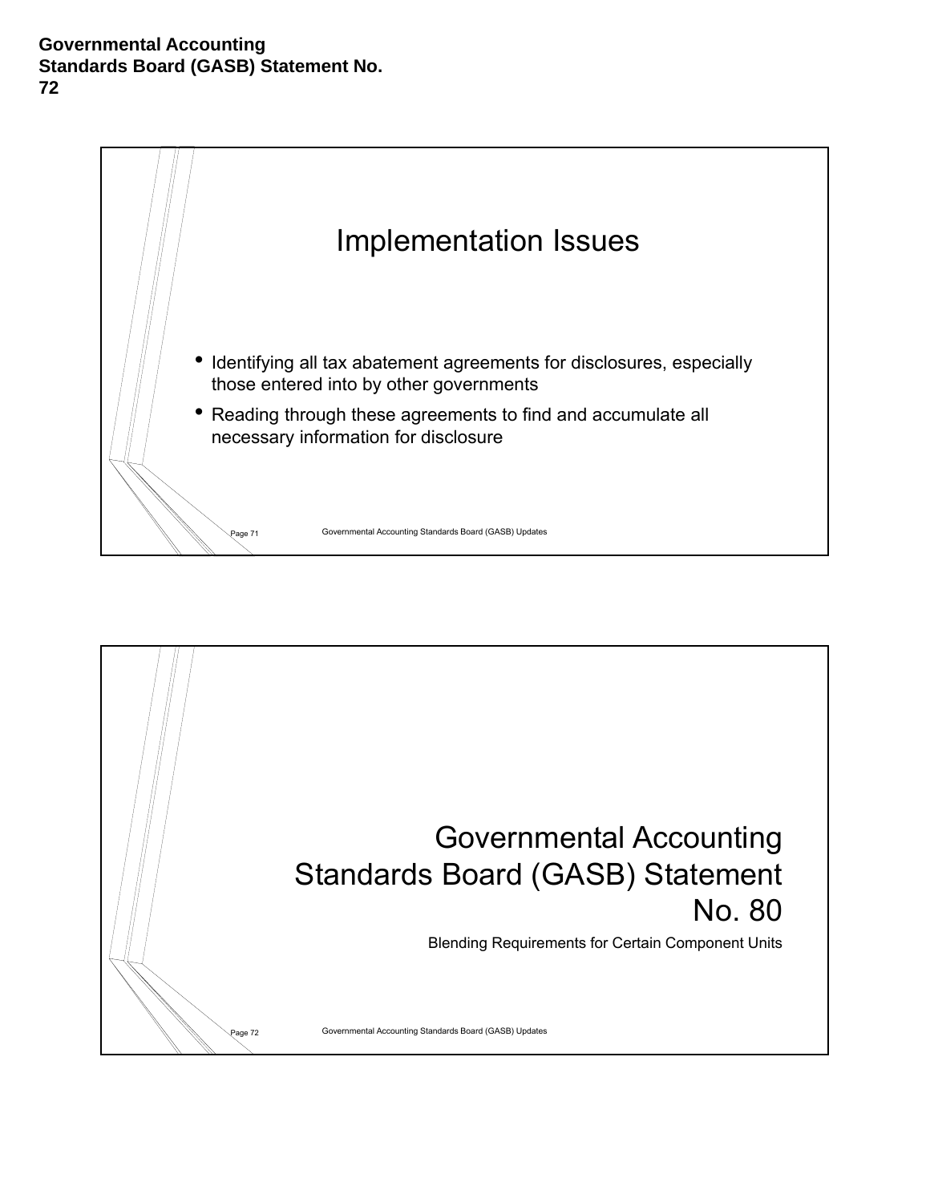## Implementation Issues

- Identifying all tax abatement agreements for disclosures, especially those entered into by other governments
- Reading through these agreements to find and accumulate all necessary information for disclosure

# Governmental Accounting Standards Board (GASB) Statement No. 80

Blending Requirements for Certain Component Units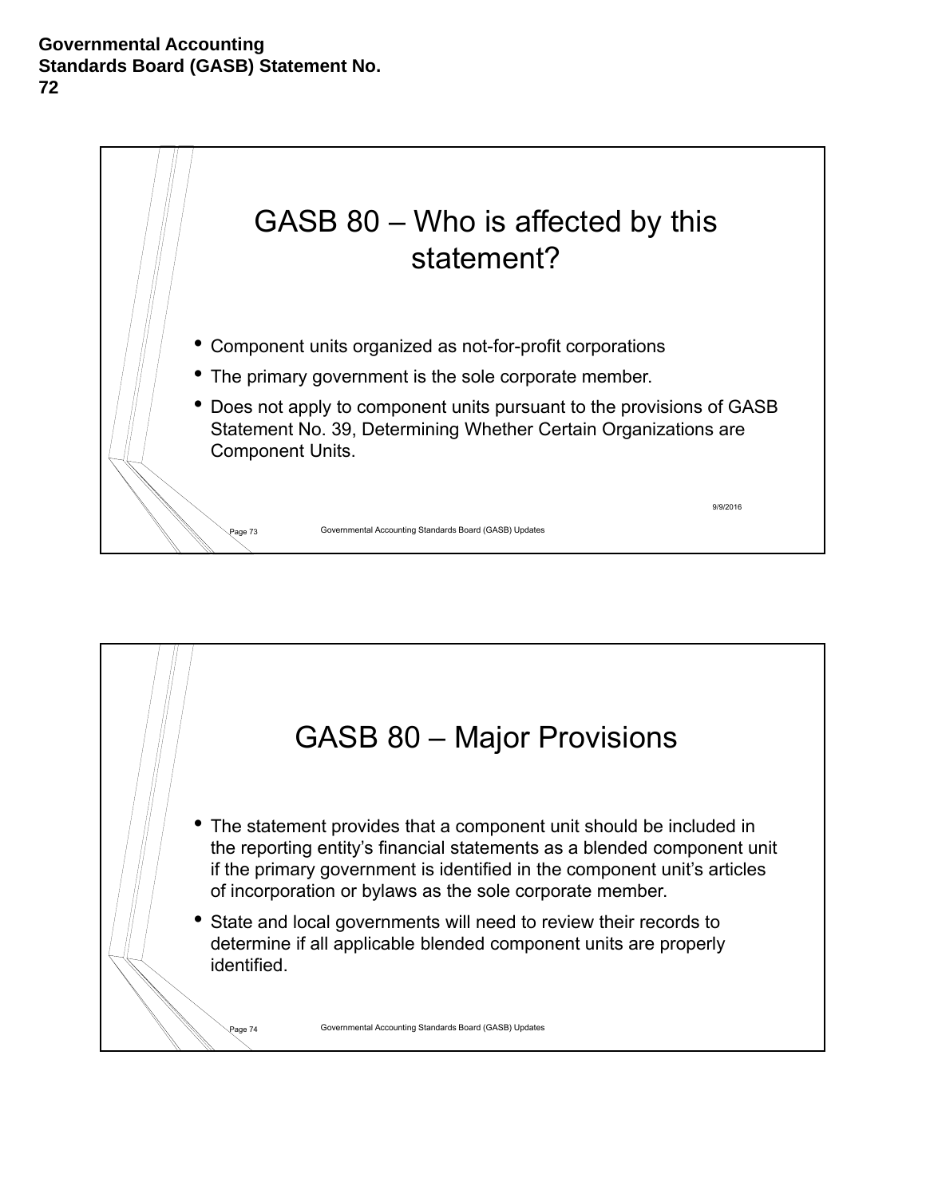# GASB 80 – Who is affected by this statement?

- Component units organized as not-for-profit corporations
- The primary government is the sole corporate member.
- Does not apply to component units pursuant to the provisions of GASB Statement No. 39, Determining Whether Certain Organizations are Component Units.

# GASB 80 – Major Provisions

- The statement provides that a component unit should be included in the reporting entity's financial statements as a blended component unit if the primary government is identified in the component unit's articles of incorporation or bylaws as the sole corporate member.
- State and local governments will need to review their records to determine if all applicable blended component units are properly identified.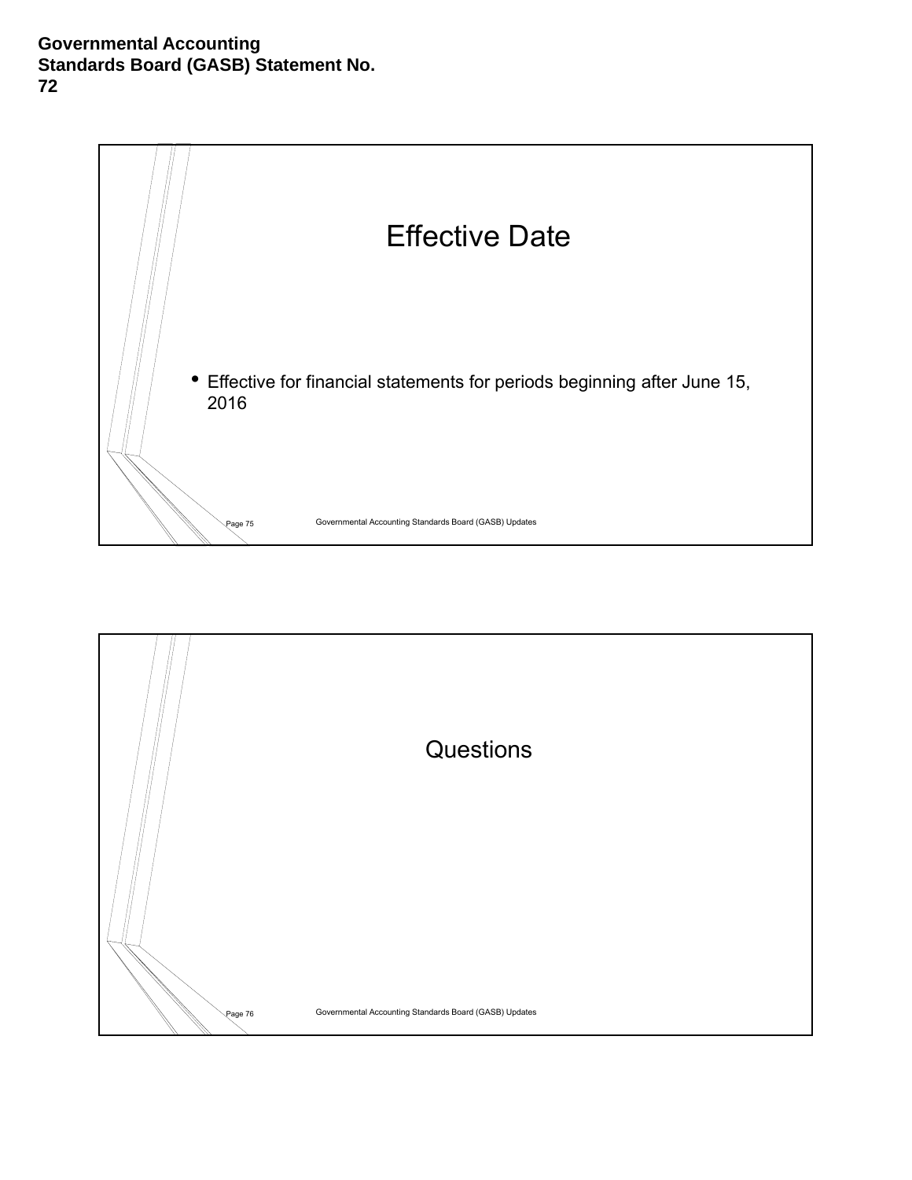**Governmental Accounting Standards Board (GASB) Statement No. 72**

## Effective Date

- Effective for financial statements for periods beginning after June 15, 2016

## Questions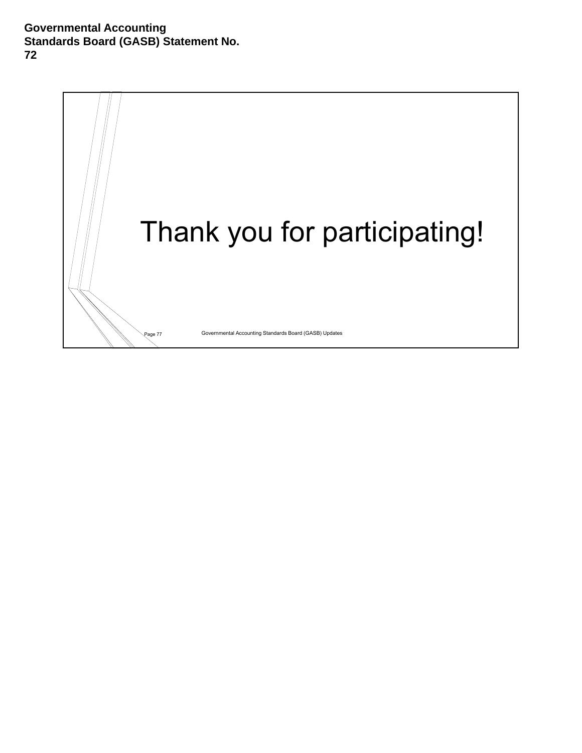**Governmental Accounting Standards Board (GASB) Statement No. 72**

# Thank you for participating!

Page 77 Governmental Accounting Standards Board (GASB) Updates